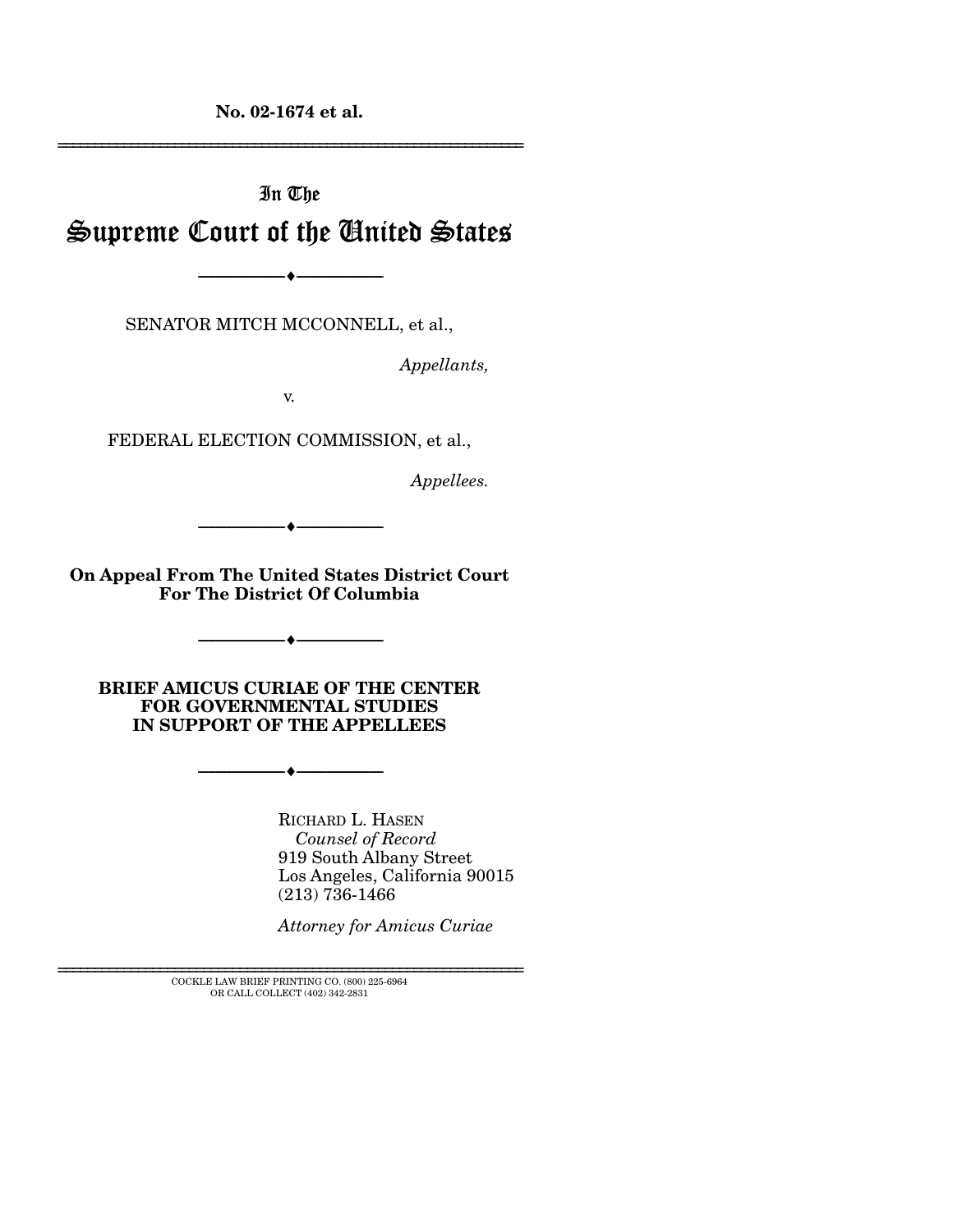**No. 02-1674 et al.**

---

In The

# Supreme Court of the United States

---

SENATOR MITCH MCCONNELL, et al.,

*Appellants,*

v.

FEDERAL ELECTION COMMISSION, et al.,

*Appellees.*

---

**On Appeal From The United States District Court For The District Of Columbia**

---

**BRIEF AMICUS CURIAE OF THE CENTER FOR GOVERNMENTAL STUDIES IN SUPPORT OF THE APPELLEES**

---

RICHARD L. HASEN
*Counsel of Record*
919 South Albany Street
Los Angeles, California 90015
(213) 736-1466

*Attorney for Amicus Curiae*

---

COCKLE LAW BRIEF PRINTING CO. (800) 225-6964
OR CALL COLLECT (402) 342-2831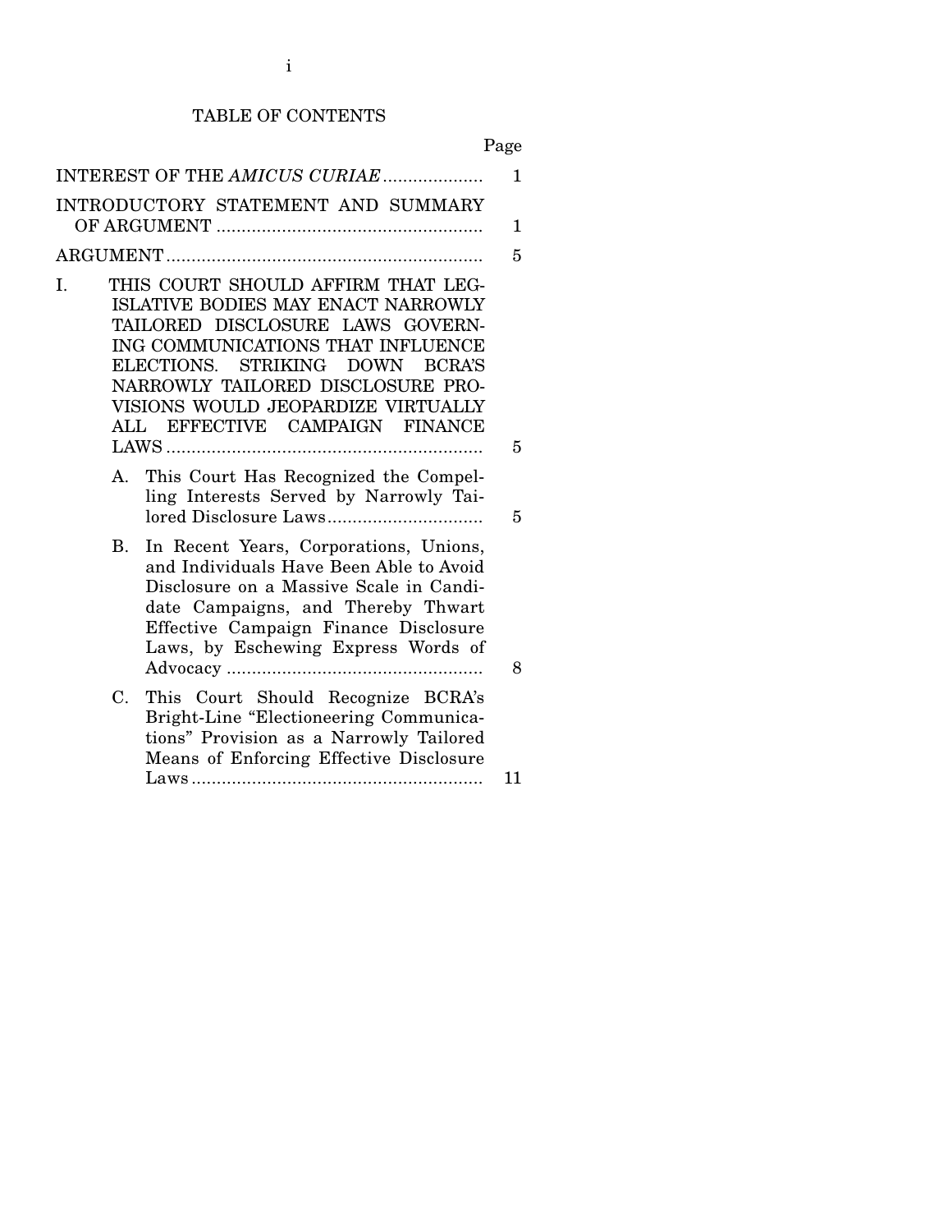# TABLE OF CONTENTS

| | Page |
|---|---|
| INTEREST OF THE *AMICUS CURIAE* | 1 |
| INTRODUCTORY STATEMENT AND SUMMARY OF ARGUMENT | 1 |
| ARGUMENT | 5 |
| I. THIS COURT SHOULD AFFIRM THAT LEGISLATIVE BODIES MAY ENACT NARROWLY TAILORED DISCLOSURE LAWS GOVERNING COMMUNICATIONS THAT INFLUENCE ELECTIONS. STRIKING DOWN BCRA'S NARROWLY TAILORED DISCLOSURE PROVISIONS WOULD JEOPARDIZE VIRTUALLY ALL EFFECTIVE CAMPAIGN FINANCE LAWS | 5 |
| A. This Court Has Recognized the Compelling Interests Served by Narrowly Tailored Disclosure Laws | 5 |
| B. In Recent Years, Corporations, Unions, and Individuals Have Been Able to Avoid Disclosure on a Massive Scale in Candidate Campaigns, and Thereby Thwart Effective Campaign Finance Disclosure Laws, by Eschewing Express Words of Advocacy | 8 |
| C. This Court Should Recognize BCRA's Bright-Line "Electioneering Communications" Provision as a Narrowly Tailored Means of Enforcing Effective Disclosure Laws | 11 |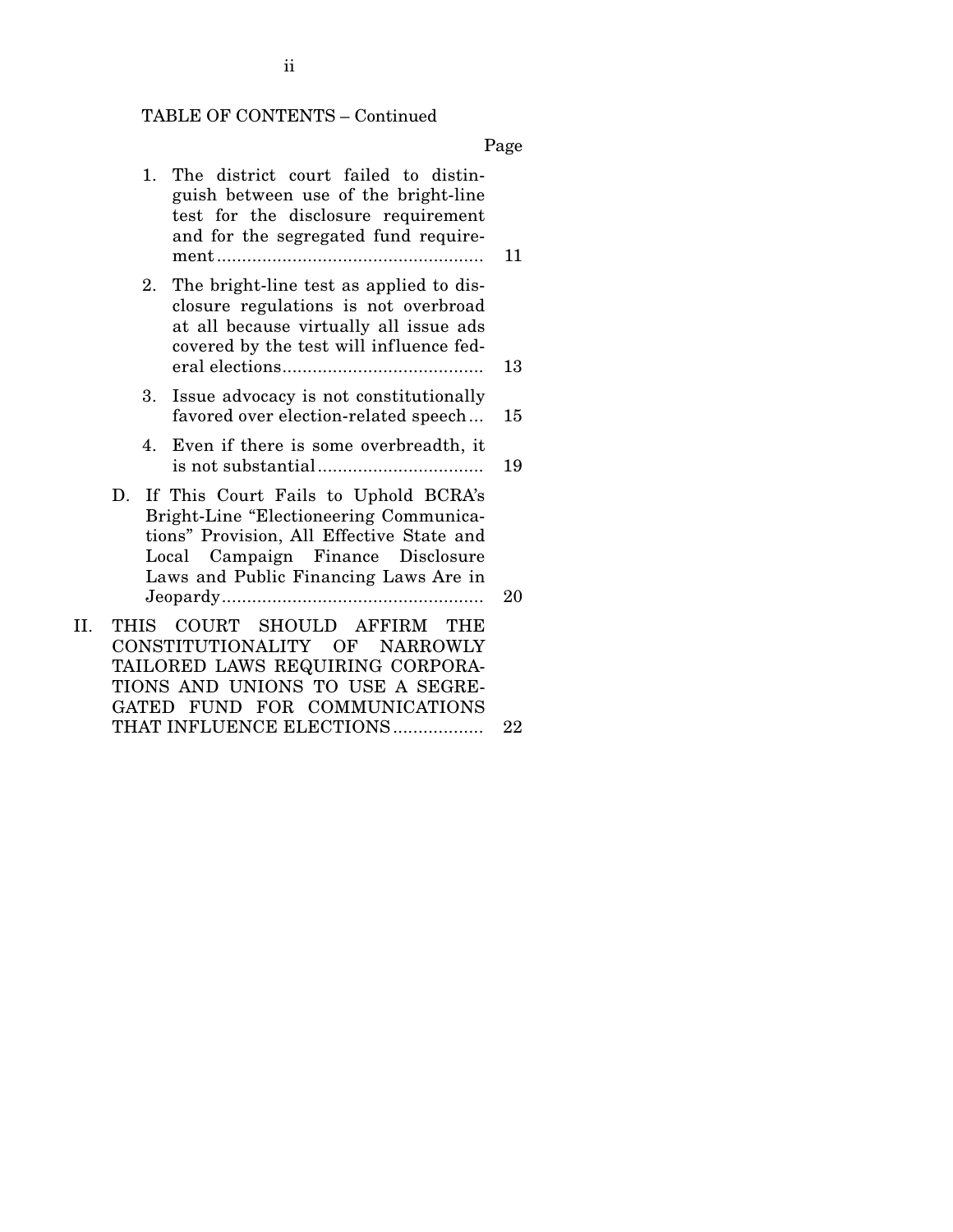TABLE OF CONTENTS – Continued

| | Page |
|---|---|
| 1. The district court failed to distinguish between use of the bright-line test for the disclosure requirement and for the segregated fund requirement | 11 |
| 2. The bright-line test as applied to disclosure regulations is not overbroad at all because virtually all issue ads covered by the test will influence federal elections | 13 |
| 3. Issue advocacy is not constitutionally favored over election-related speech | 15 |
| 4. Even if there is some overbreadth, it is not substantial | 19 |
| D. If This Court Fails to Uphold BCRA's Bright-Line "Electioneering Communications" Provision, All Effective State and Local Campaign Finance Disclosure Laws and Public Financing Laws Are in Jeopardy | 20 |
| II. THIS COURT SHOULD AFFIRM THE CONSTITUTIONALITY OF NARROWLY TAILORED LAWS REQUIRING CORPORATIONS AND UNIONS TO USE A SEGREGATED FUND FOR COMMUNICATIONS THAT INFLUENCE ELECTIONS | 22 |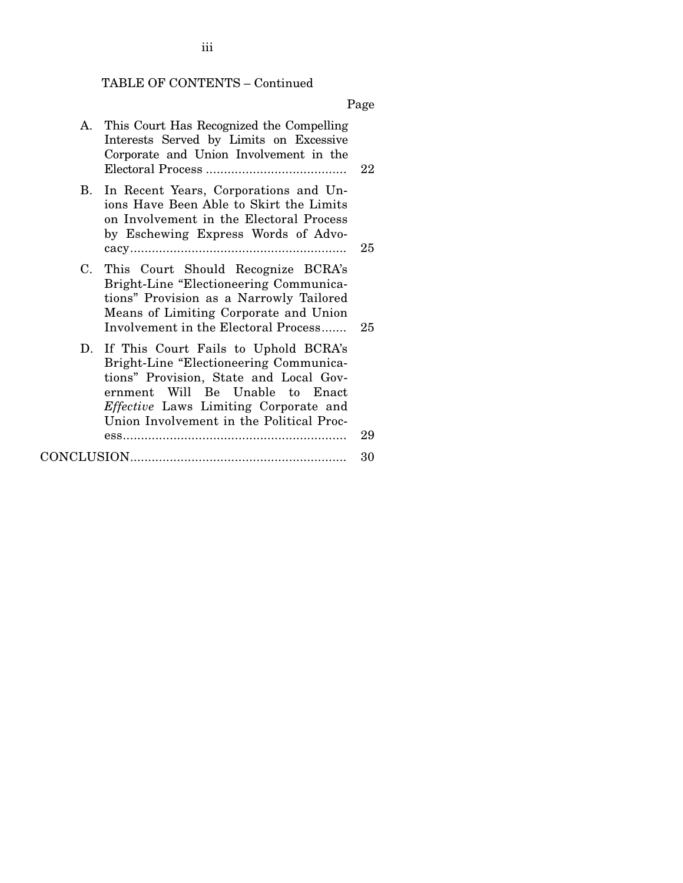TABLE OF CONTENTS – Continued

| | Page |
|---|---|
| A. This Court Has Recognized the Compelling Interests Served by Limits on Excessive Corporate and Union Involvement in the Electoral Process | 22 |
| B. In Recent Years, Corporations and Unions Have Been Able to Skirt the Limits on Involvement in the Electoral Process by Eschewing Express Words of Advocacy | 25 |
| C. This Court Should Recognize BCRA's Bright-Line "Electioneering Communications" Provision as a Narrowly Tailored Means of Limiting Corporate and Union Involvement in the Electoral Process | 25 |
| D. If This Court Fails to Uphold BCRA's Bright-Line "Electioneering Communications" Provision, State and Local Government Will Be Unable to Enact *Effective* Laws Limiting Corporate and Union Involvement in the Political Process | 29 |
| CONCLUSION | 30 |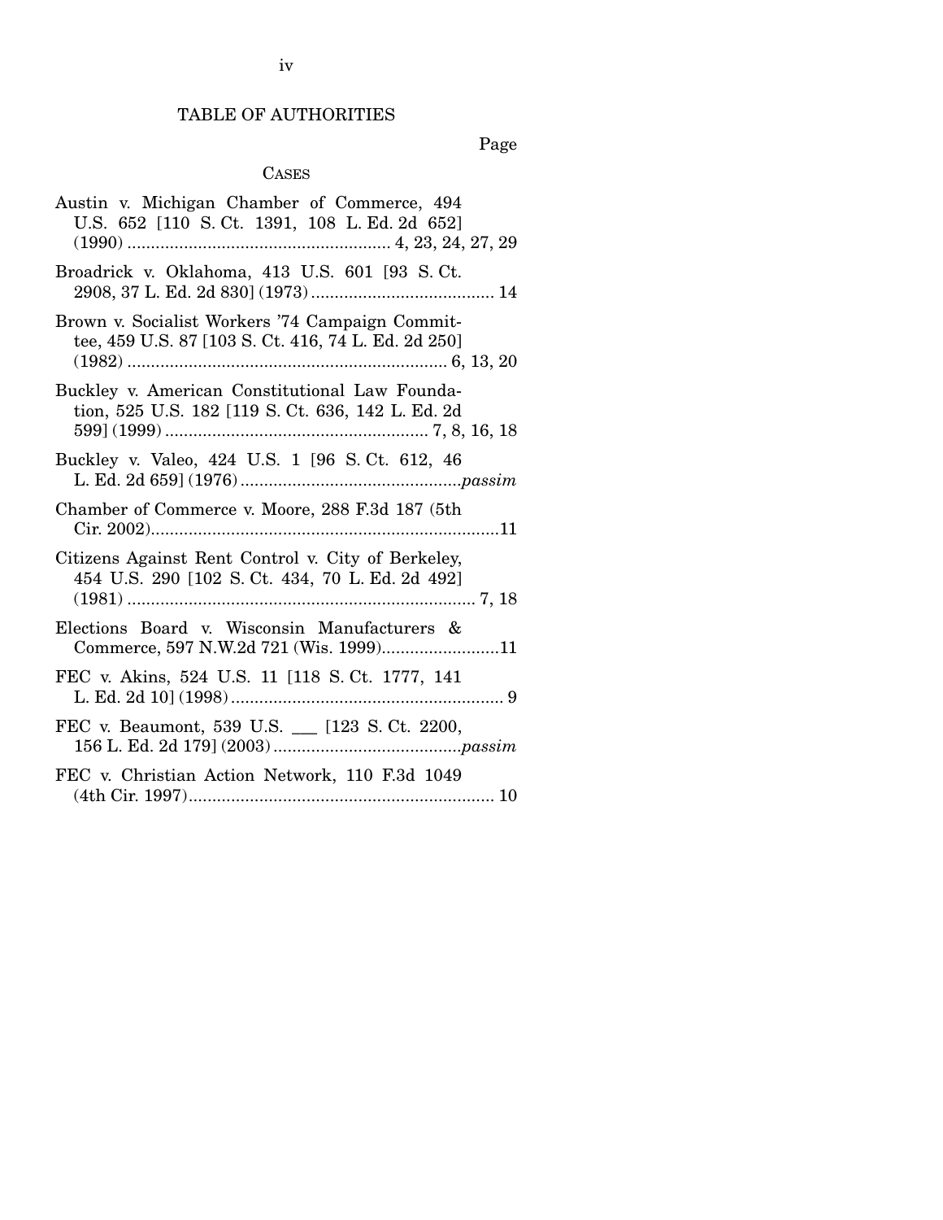# TABLE OF AUTHORITIES

Page

## CASES

Austin v. Michigan Chamber of Commerce, 494 U.S. 652 [110 S. Ct. 1391, 108 L. Ed. 2d 652] (1990) ........................................................ 4, 23, 24, 27, 29

Broadrick v. Oklahoma, 413 U.S. 601 [93 S. Ct. 2908, 37 L. Ed. 2d 830] (1973) ....................................... 14

Brown v. Socialist Workers '74 Campaign Committee, 459 U.S. 87 [103 S. Ct. 416, 74 L. Ed. 2d 250] (1982) .................................................................... 6, 13, 20

Buckley v. American Constitutional Law Foundation, 525 U.S. 182 [119 S. Ct. 636, 142 L. Ed. 2d 599] (1999) ........................................................ 7, 8, 16, 18

Buckley v. Valeo, 424 U.S. 1 [96 S. Ct. 612, 46 L. Ed. 2d 659] (1976) ...............................................*passim*

Chamber of Commerce v. Moore, 288 F.3d 187 (5th Cir. 2002)...........................................................................11

Citizens Against Rent Control v. City of Berkeley, 454 U.S. 290 [102 S. Ct. 434, 70 L. Ed. 2d 492] (1981) ........................................................................... 7, 18

Elections Board v. Wisconsin Manufacturers & Commerce, 597 N.W.2d 721 (Wis. 1999).........................11

FEC v. Akins, 524 U.S. 11 [118 S. Ct. 1777, 141 L. Ed. 2d 10] (1998)........................................................... 9

FEC v. Beaumont, 539 U.S. ___ [123 S. Ct. 2200, 156 L. Ed. 2d 179] (2003)........................................*passim*

FEC v. Christian Action Network, 110 F.3d 1049 (4th Cir. 1997)................................................................. 10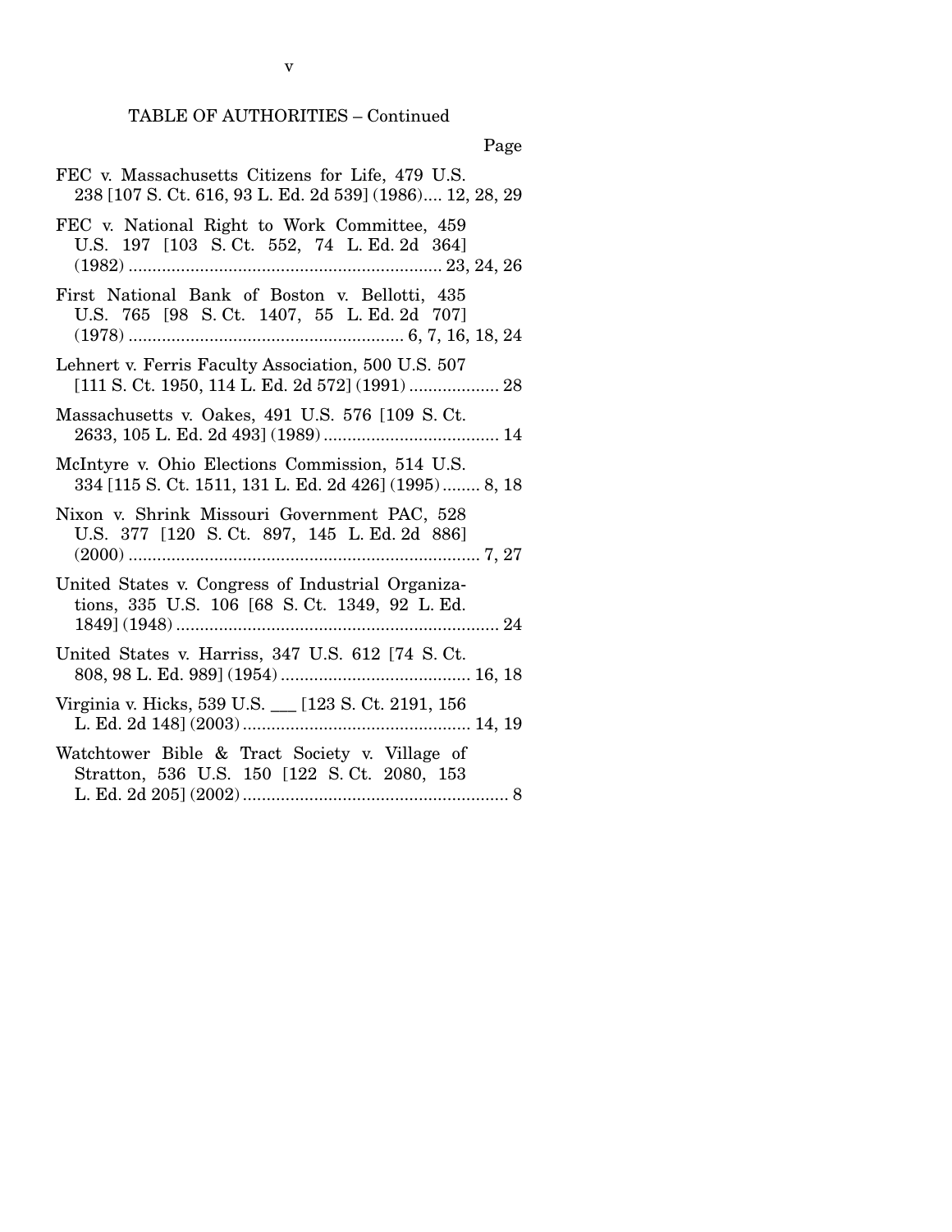TABLE OF AUTHORITIES – Continued

Page

FEC v. Massachusetts Citizens for Life, 479 U.S. 238 [107 S. Ct. 616, 93 L. Ed. 2d 539] (1986).... 12, 28, 29

FEC v. National Right to Work Committee, 459 U.S. 197 [103 S. Ct. 552, 74 L. Ed. 2d 364] (1982) .................................................................. 23, 24, 26

First National Bank of Boston v. Bellotti, 435 U.S. 765 [98 S. Ct. 1407, 55 L. Ed. 2d 707] (1978) .......................................................... 6, 7, 16, 18, 24

Lehnert v. Ferris Faculty Association, 500 U.S. 507 [111 S. Ct. 1950, 114 L. Ed. 2d 572] (1991) ................... 28

Massachusetts v. Oakes, 491 U.S. 576 [109 S. Ct. 2633, 105 L. Ed. 2d 493] (1989) ..................................... 14

McIntyre v. Ohio Elections Commission, 514 U.S. 334 [115 S. Ct. 1511, 131 L. Ed. 2d 426] (1995) ........ 8, 18

Nixon v. Shrink Missouri Government PAC, 528 U.S. 377 [120 S. Ct. 897, 145 L. Ed. 2d 886] (2000) .......................................................................... 7, 27

United States v. Congress of Industrial Organizations, 335 U.S. 106 [68 S. Ct. 1349, 92 L. Ed. 1849] (1948) ..................................................................... 24

United States v. Harriss, 347 U.S. 612 [74 S. Ct. 808, 98 L. Ed. 989] (1954) ........................................ 16, 18

Virginia v. Hicks, 539 U.S. ___ [123 S. Ct. 2191, 156 L. Ed. 2d 148] (2003) ................................................ 14, 19

Watchtower Bible & Tract Society v. Village of Stratton, 536 U.S. 150 [122 S. Ct. 2080, 153 L. Ed. 2d 205] (2002) ........................................................ 8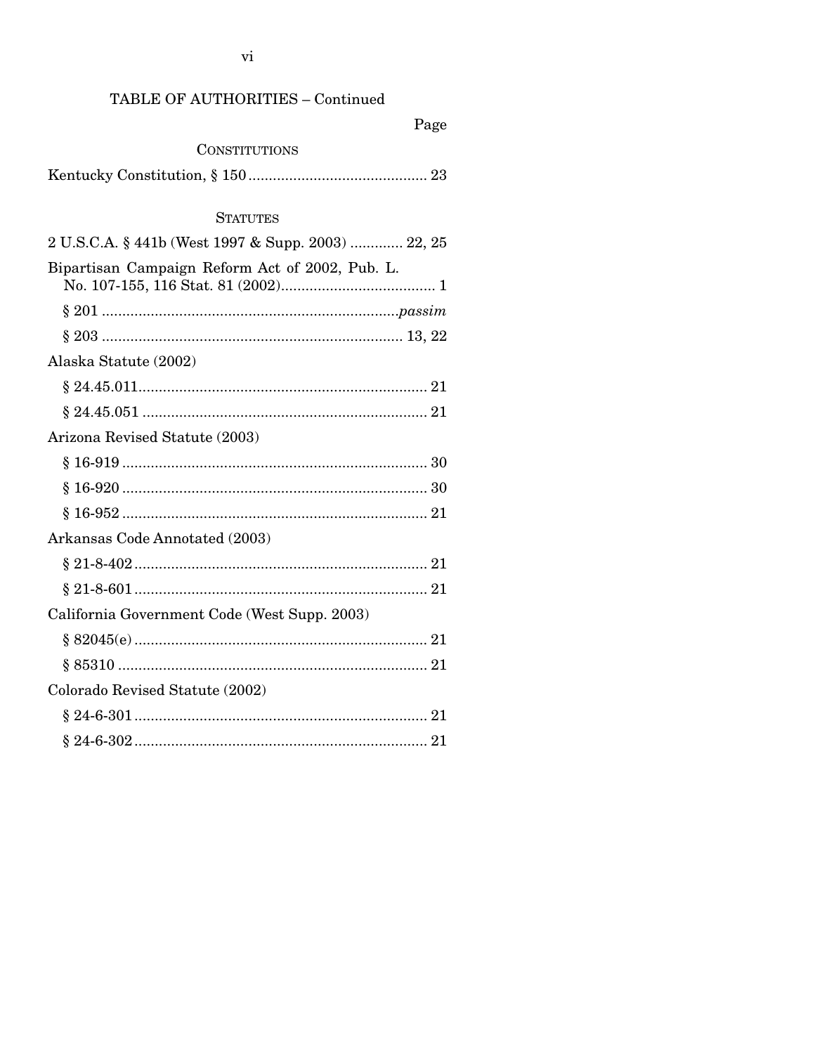TABLE OF AUTHORITIES – Continued

Page

CONSTITUTIONS

Kentucky Constitution, § 150 ............................................ 23

STATUTES

2 U.S.C.A. § 441b (West 1997 & Supp. 2003) ............. 22, 25

Bipartisan Campaign Reform Act of 2002, Pub. L. No. 107-155, 116 Stat. 81 (2002)...................................... 1

§ 201 ........................................................................*passim*

§ 203 .......................................................................... 13, 22

Alaska Statute (2002)

§ 24.45.011....................................................................... 21

§ 24.45.051 ...................................................................... 21

Arizona Revised Statute (2003)

§ 16-919 ........................................................................... 30

§ 16-920 ........................................................................... 30

§ 16-952 ........................................................................... 21

Arkansas Code Annotated (2003)

§ 21-8-402 ........................................................................ 21

§ 21-8-601 ........................................................................ 21

California Government Code (West Supp. 2003)

§ 82045(e) ........................................................................ 21

§ 85310 ............................................................................ 21

Colorado Revised Statute (2002)

§ 24-6-301 ........................................................................ 21

§ 24-6-302 ........................................................................ 21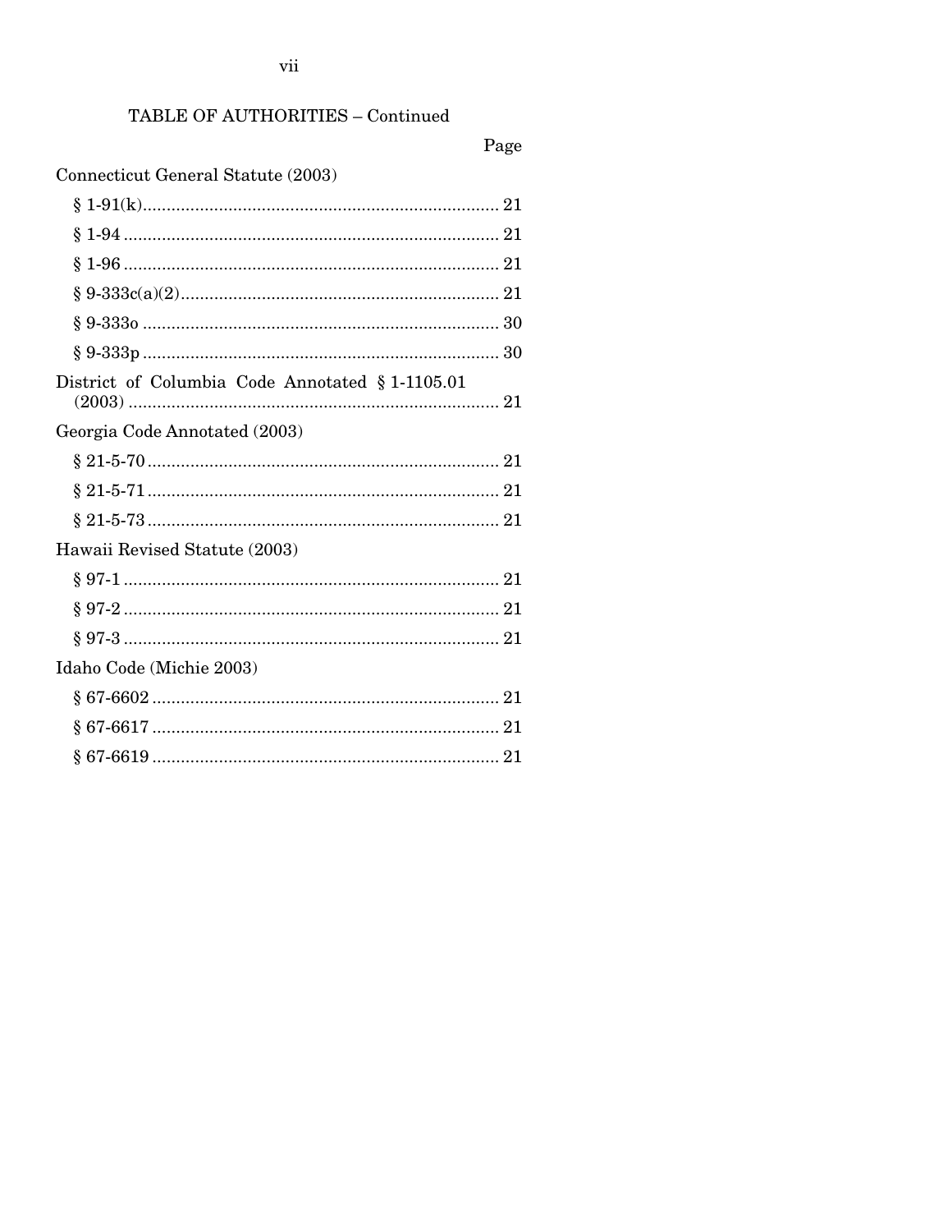TABLE OF AUTHORITIES – Continued

Page

Connecticut General Statute (2003)

§ 1-91(k)........................................................................... 21

§ 1-94 ............................................................................... 21

§ 1-96 ............................................................................... 21

§ 9-333c(a)(2)................................................................... 21

§ 9-333o ........................................................................... 30

§ 9-333p ........................................................................... 30

District of Columbia Code Annotated § 1-1105.01 (2003) ............................................................................. 21

Georgia Code Annotated (2003)

§ 21-5-70.......................................................................... 21

§ 21-5-71.......................................................................... 21

§ 21-5-73.......................................................................... 21

Hawaii Revised Statute (2003)

§ 97-1 ............................................................................... 21

§ 97-2 ............................................................................... 21

§ 97-3 ............................................................................... 21

Idaho Code (Michie 2003)

§ 67-6602 ......................................................................... 21

§ 67-6617 ......................................................................... 21

§ 67-6619 ......................................................................... 21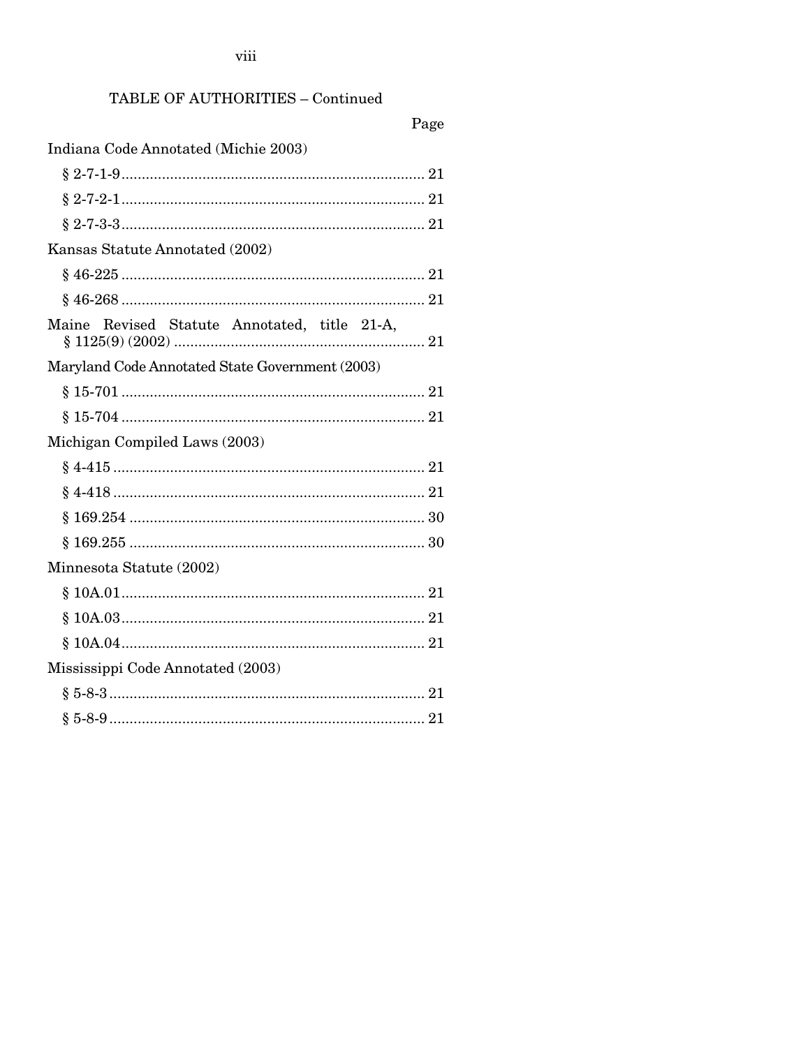TABLE OF AUTHORITIES – Continued

Page

Indiana Code Annotated (Michie 2003)

§ 2-7-1-9 .......................................................................... 21

§ 2-7-2-1 .......................................................................... 21

§ 2-7-3-3 .......................................................................... 21

Kansas Statute Annotated (2002)

§ 46-225 .......................................................................... 21

§ 46-268 .......................................................................... 21

Maine Revised Statute Annotated, title 21-A, § 1125(9) (2002) ............................................................ 21

Maryland Code Annotated State Government (2003)

§ 15-701 .......................................................................... 21

§ 15-704 .......................................................................... 21

Michigan Compiled Laws (2003)

§ 4-415 ............................................................................ 21

§ 4-418 ............................................................................ 21

§ 169.254 ........................................................................ 30

§ 169.255 ........................................................................ 30

Minnesota Statute (2002)

§ 10A.01 .......................................................................... 21

§ 10A.03 .......................................................................... 21

§ 10A.04 .......................................................................... 21

Mississippi Code Annotated (2003)

§ 5-8-3 ............................................................................. 21

§ 5-8-9 ............................................................................. 21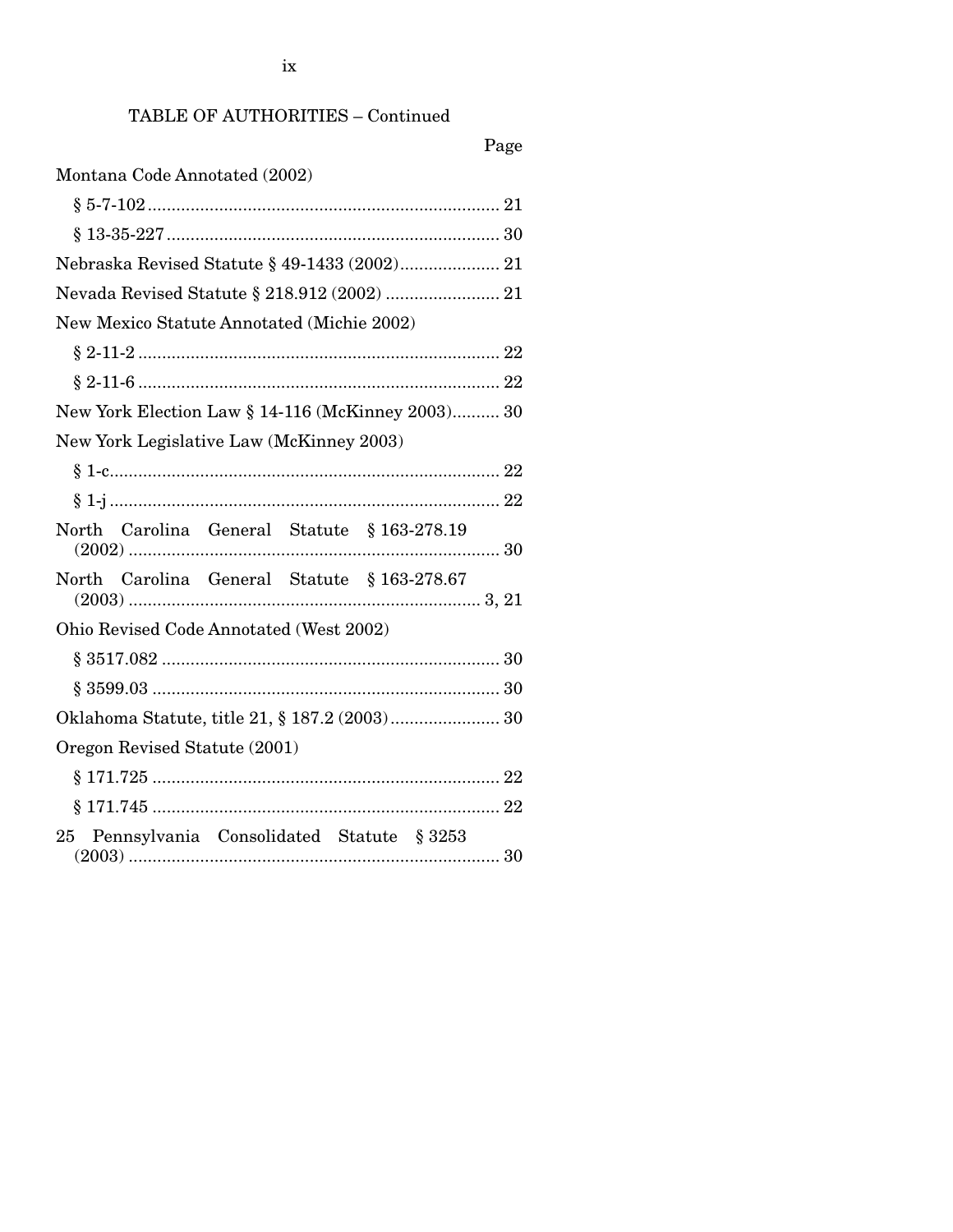TABLE OF AUTHORITIES – Continued

Page

Montana Code Annotated (2002)

§ 5-7-102 ........................................................................ 21

§ 13-35-227 .................................................................... 30

Nebraska Revised Statute § 49-1433 (2002) ..................... 21

Nevada Revised Statute § 218.912 (2002) ........................ 21

New Mexico Statute Annotated (Michie 2002)

§ 2-11-2 .......................................................................... 22

§ 2-11-6 .......................................................................... 22

New York Election Law § 14-116 (McKinney 2003).......... 30

New York Legislative Law (McKinney 2003)

§ 1-c................................................................................ 22

§ 1-j ................................................................................ 22

North Carolina General Statute § 163-278.19 (2002) ............................................................................ 30

North Carolina General Statute § 163-278.67 (2003) ........................................................................ 3, 21

Ohio Revised Code Annotated (West 2002)

§ 3517.082 ..................................................................... 30

§ 3599.03 ....................................................................... 30

Oklahoma Statute, title 21, § 187.2 (2003) ...................... 30

Oregon Revised Statute (2001)

§ 171.725 ....................................................................... 22

§ 171.745 ....................................................................... 22

25 Pennsylvania Consolidated Statute § 3253 (2003) ............................................................................ 30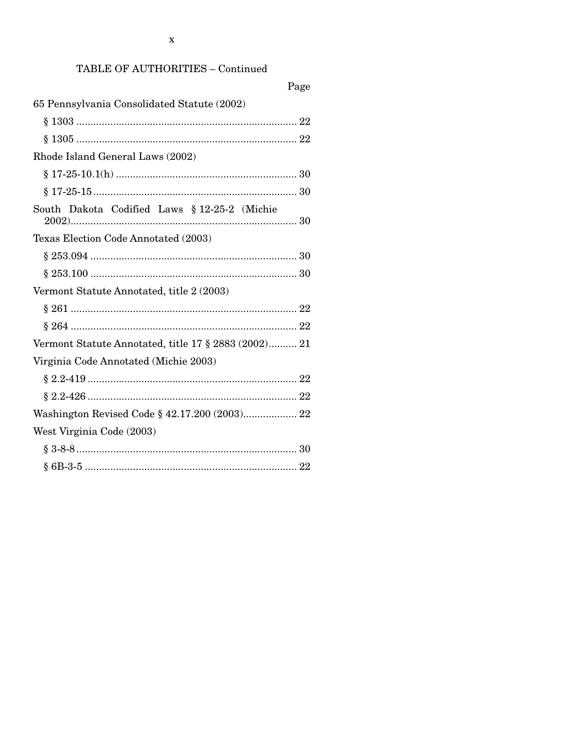TABLE OF AUTHORITIES – Continued

Page

65 Pennsylvania Consolidated Statute (2002)

§ 1303 .............................................................................. 22

§ 1305 .............................................................................. 22

Rhode Island General Laws (2002)

§ 17-25-10.1(h) ................................................................ 30

§ 17-25-15 ........................................................................ 30

South Dakota Codified Laws § 12-25-2 (Michie 2002) ................................................................................. 30

Texas Election Code Annotated (2003)

§ 253.094 ......................................................................... 30

§ 253.100 ......................................................................... 30

Vermont Statute Annotated, title 2 (2003)

§ 261 ................................................................................ 22

§ 264 ................................................................................ 22

Vermont Statute Annotated, title 17 § 2883 (2002).......... 21

Virginia Code Annotated (Michie 2003)

§ 2.2-419 .......................................................................... 22

§ 2.2-426 .......................................................................... 22

Washington Revised Code § 42.17.200 (2003)................... 22

West Virginia Code (2003)

§ 3-8-8 .............................................................................. 30

§ 6B-3-5 ........................................................................... 22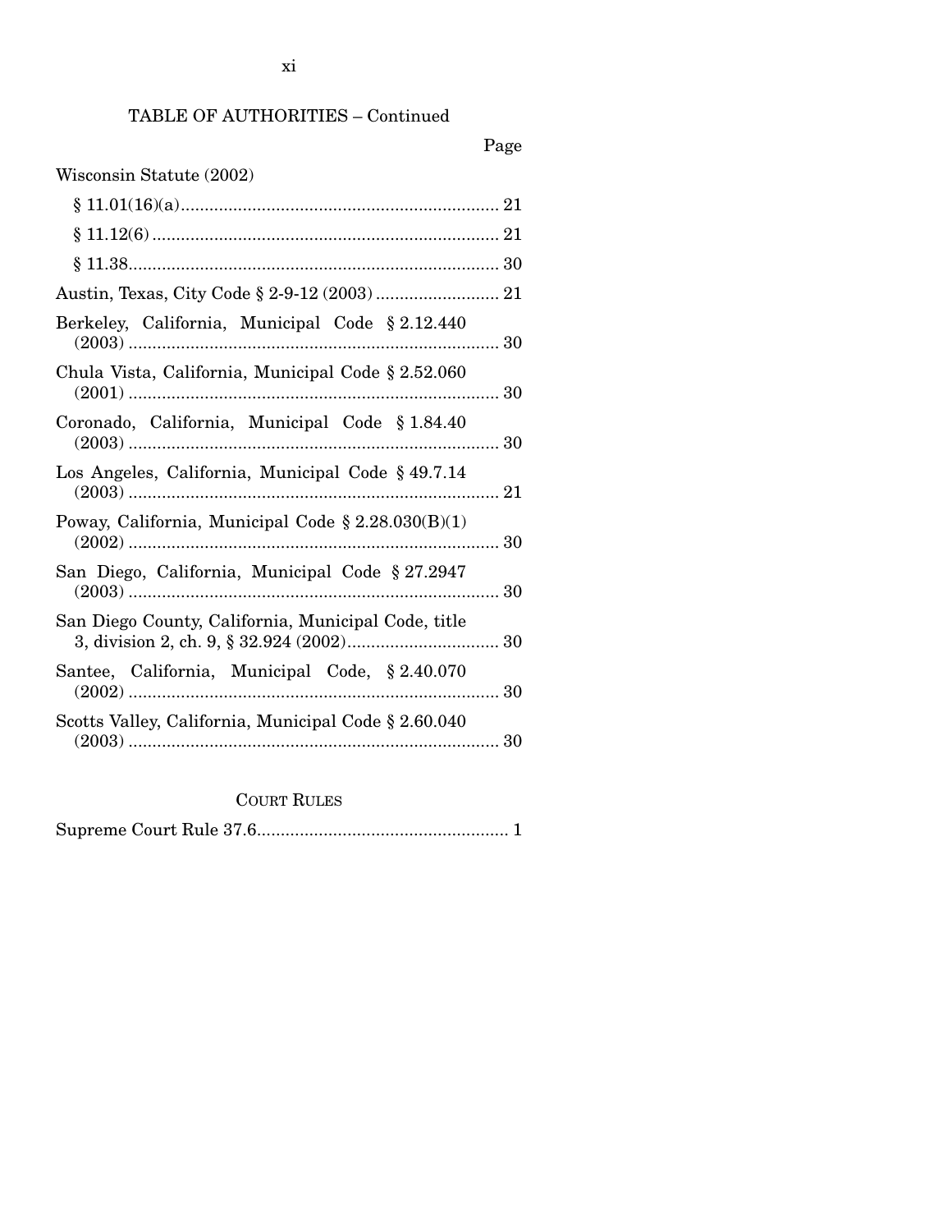TABLE OF AUTHORITIES – Continued

Page

Wisconsin Statute (2002)

§ 11.01(16)(a) .................................................................. 21

§ 11.12(6) ........................................................................ 21

§ 11.38 ............................................................................. 30

Austin, Texas, City Code § 2-9-12 (2003) .......................... 21

Berkeley, California, Municipal Code § 2.12.440 (2003) ............................................................................ 30

Chula Vista, California, Municipal Code § 2.52.060 (2001) ............................................................................ 30

Coronado, California, Municipal Code § 1.84.40 (2003) ............................................................................ 30

Los Angeles, California, Municipal Code § 49.7.14 (2003) ............................................................................ 21

Poway, California, Municipal Code § 2.28.030(B)(1) (2002) ............................................................................ 30

San Diego, California, Municipal Code § 27.2947 (2003) ............................................................................ 30

San Diego County, California, Municipal Code, title 3, division 2, ch. 9, § 32.924 (2002) ................................ 30

Santee, California, Municipal Code, § 2.40.070 (2002) ............................................................................ 30

Scotts Valley, California, Municipal Code § 2.60.040 (2003) ............................................................................ 30

## COURT RULES

Supreme Court Rule 37.6 .................................................... 1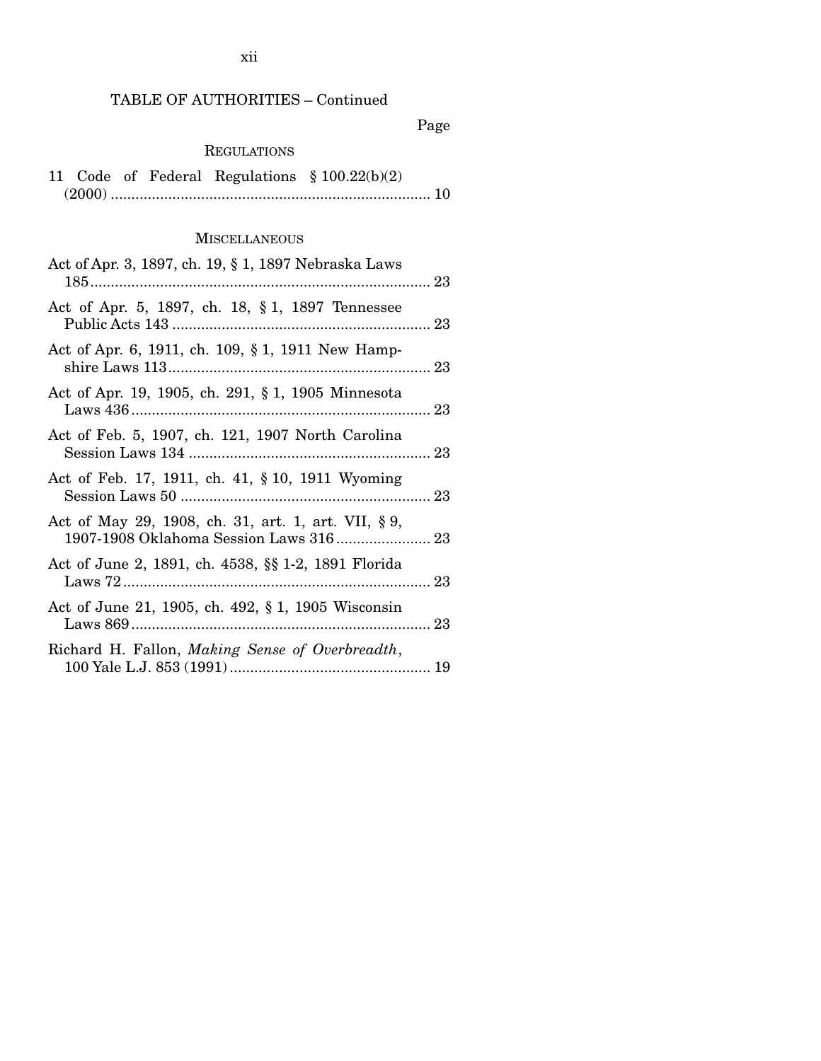TABLE OF AUTHORITIES – Continued

Page

REGULATIONS

11 Code of Federal Regulations § 100.22(b)(2) (2000) ........................................................................ 10

MISCELLANEOUS

Act of Apr. 3, 1897, ch. 19, § 1, 1897 Nebraska Laws 185 ........................................................................ 23

Act of Apr. 5, 1897, ch. 18, § 1, 1897 Tennessee Public Acts 143 ................................................................ 23

Act of Apr. 6, 1911, ch. 109, § 1, 1911 New Hampshire Laws 113 ................................................................ 23

Act of Apr. 19, 1905, ch. 291, § 1, 1905 Minnesota Laws 436 ........................................................................ 23

Act of Feb. 5, 1907, ch. 121, 1907 North Carolina Session Laws 134 ............................................................ 23

Act of Feb. 17, 1911, ch. 41, § 10, 1911 Wyoming Session Laws 50 ............................................................ 23

Act of May 29, 1908, ch. 31, art. 1, art. VII, § 9, 1907-1908 Oklahoma Session Laws 316 ....................... 23

Act of June 2, 1891, ch. 4538, §§ 1-2, 1891 Florida Laws 72 ........................................................................ 23

Act of June 21, 1905, ch. 492, § 1, 1905 Wisconsin Laws 869 ........................................................................ 23

Richard H. Fallon, *Making Sense of Overbreadth*, 100 Yale L.J. 853 (1991) ................................................ 19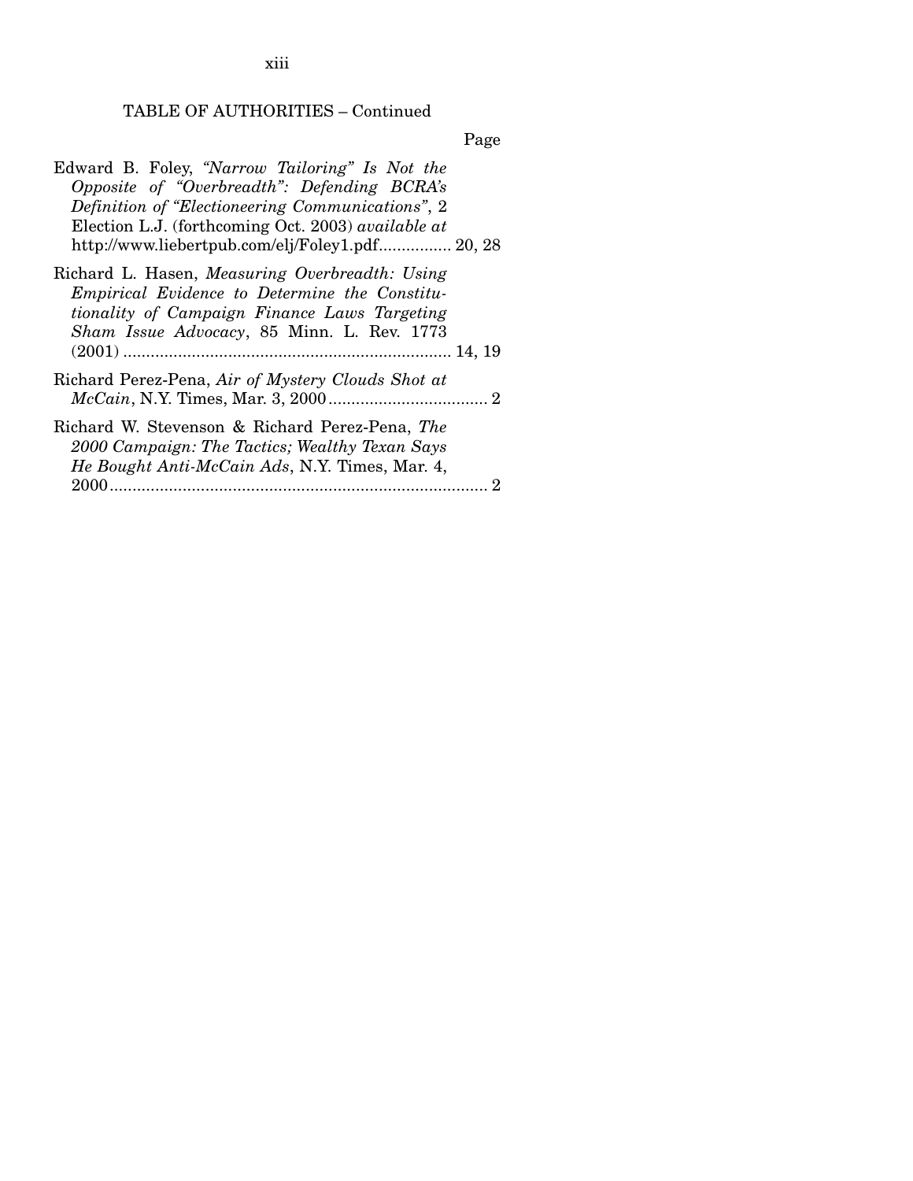TABLE OF AUTHORITIES – Continued

Page

Edward B. Foley, *"Narrow Tailoring" Is Not the Opposite of "Overbreadth": Defending BCRA's Definition of "Electioneering Communications"*, 2 Election L.J. (forthcoming Oct. 2003) *available at* http://www.liebertpub.com/elj/Foley1.pdf................ 20, 28

Richard L. Hasen, *Measuring Overbreadth: Using Empirical Evidence to Determine the Constitutionality of Campaign Finance Laws Targeting Sham Issue Advocacy*, 85 Minn. L. Rev. 1773 (2001) ........................................................................ 14, 19

Richard Perez-Pena, *Air of Mystery Clouds Shot at McCain*, N.Y. Times, Mar. 3, 2000.................................... 2

Richard W. Stevenson & Richard Perez-Pena, *The 2000 Campaign: The Tactics; Wealthy Texan Says He Bought Anti-McCain Ads*, N.Y. Times, Mar. 4, 2000.................................................................................... 2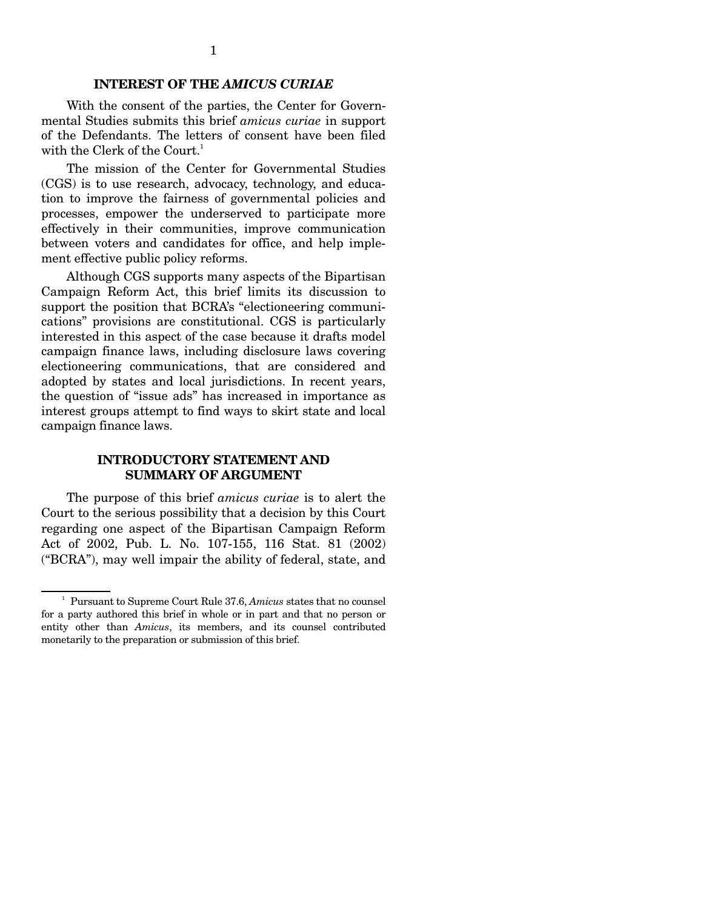## INTEREST OF THE *AMICUS CURIAE*

With the consent of the parties, the Center for Governmental Studies submits this brief *amicus curiae* in support of the Defendants. The letters of consent have been filed with the Clerk of the Court.[1]

The mission of the Center for Governmental Studies (CGS) is to use research, advocacy, technology, and education to improve the fairness of governmental policies and processes, empower the underserved to participate more effectively in their communities, improve communication between voters and candidates for office, and help implement effective public policy reforms.

Although CGS supports many aspects of the Bipartisan Campaign Reform Act, this brief limits its discussion to support the position that BCRA's "electioneering communications" provisions are constitutional. CGS is particularly interested in this aspect of the case because it drafts model campaign finance laws, including disclosure laws covering electioneering communications, that are considered and adopted by states and local jurisdictions. In recent years, the question of "issue ads" has increased in importance as interest groups attempt to find ways to skirt state and local campaign finance laws.

## INTRODUCTORY STATEMENT AND SUMMARY OF ARGUMENT

The purpose of this brief *amicus curiae* is to alert the Court to the serious possibility that a decision by this Court regarding one aspect of the Bipartisan Campaign Reform Act of 2002, Pub. L. No. 107-155, 116 Stat. 81 (2002) ("BCRA"), may well impair the ability of federal, state, and

[1] Pursuant to Supreme Court Rule 37.6, *Amicus* states that no counsel for a party authored this brief in whole or in part and that no person or entity other than *Amicus*, its members, and its counsel contributed monetarily to the preparation or submission of this brief.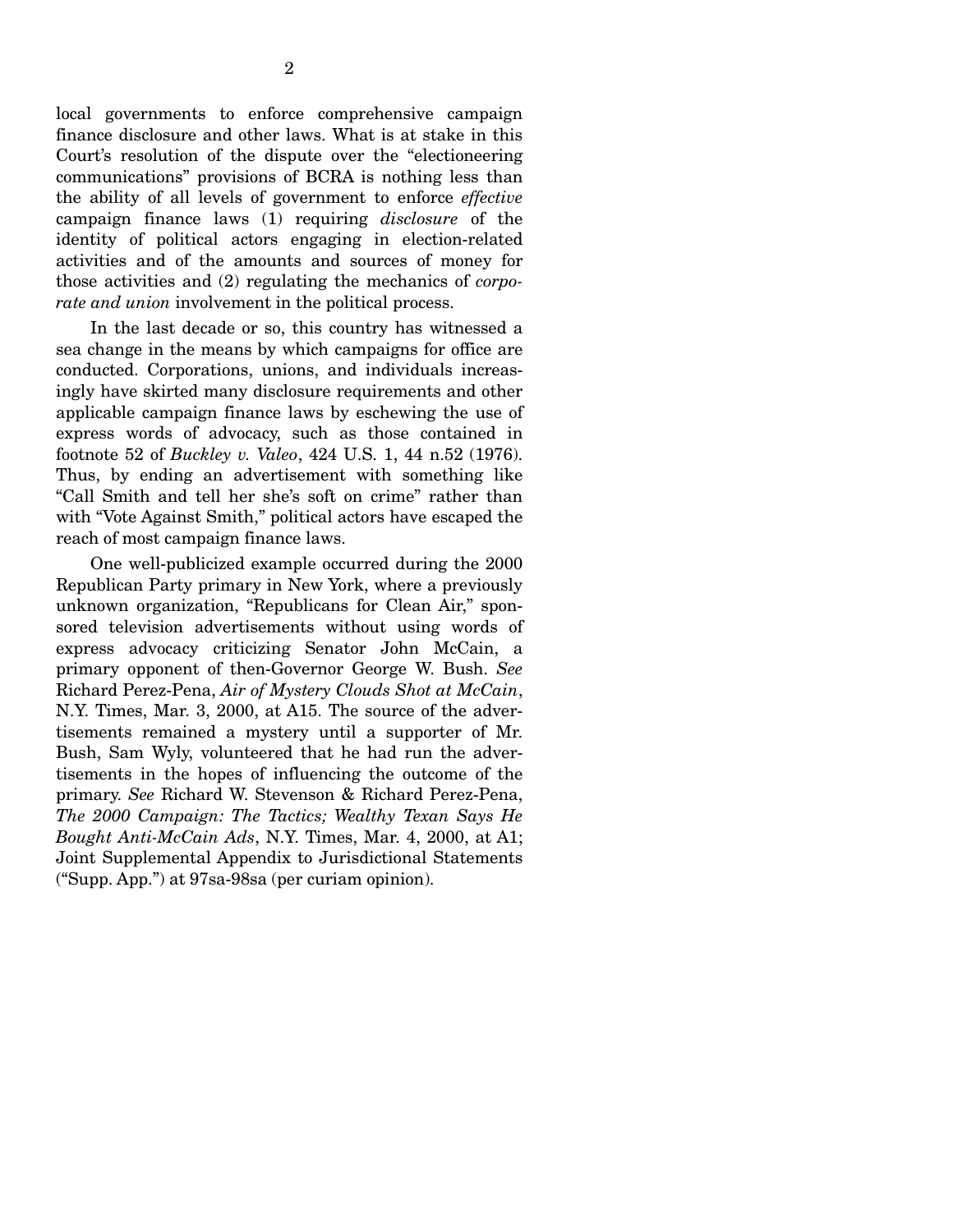local governments to enforce comprehensive campaign finance disclosure and other laws. What is at stake in this Court's resolution of the dispute over the "electioneering communications" provisions of BCRA is nothing less than the ability of all levels of government to enforce *effective* campaign finance laws (1) requiring *disclosure* of the identity of political actors engaging in election-related activities and of the amounts and sources of money for those activities and (2) regulating the mechanics of *corporate and union* involvement in the political process.

In the last decade or so, this country has witnessed a sea change in the means by which campaigns for office are conducted. Corporations, unions, and individuals increasingly have skirted many disclosure requirements and other applicable campaign finance laws by eschewing the use of express words of advocacy, such as those contained in footnote 52 of *Buckley v. Valeo*, 424 U.S. 1, 44 n.52 (1976). Thus, by ending an advertisement with something like "Call Smith and tell her she's soft on crime" rather than with "Vote Against Smith," political actors have escaped the reach of most campaign finance laws.

One well-publicized example occurred during the 2000 Republican Party primary in New York, where a previously unknown organization, "Republicans for Clean Air," sponsored television advertisements without using words of express advocacy criticizing Senator John McCain, a primary opponent of then-Governor George W. Bush. *See* Richard Perez-Pena, *Air of Mystery Clouds Shot at McCain*, N.Y. Times, Mar. 3, 2000, at A15. The source of the advertisements remained a mystery until a supporter of Mr. Bush, Sam Wyly, volunteered that he had run the advertisements in the hopes of influencing the outcome of the primary. *See* Richard W. Stevenson & Richard Perez-Pena, *The 2000 Campaign: The Tactics; Wealthy Texan Says He Bought Anti-McCain Ads*, N.Y. Times, Mar. 4, 2000, at A1; Joint Supplemental Appendix to Jurisdictional Statements ("Supp. App.") at 97sa-98sa (per curiam opinion).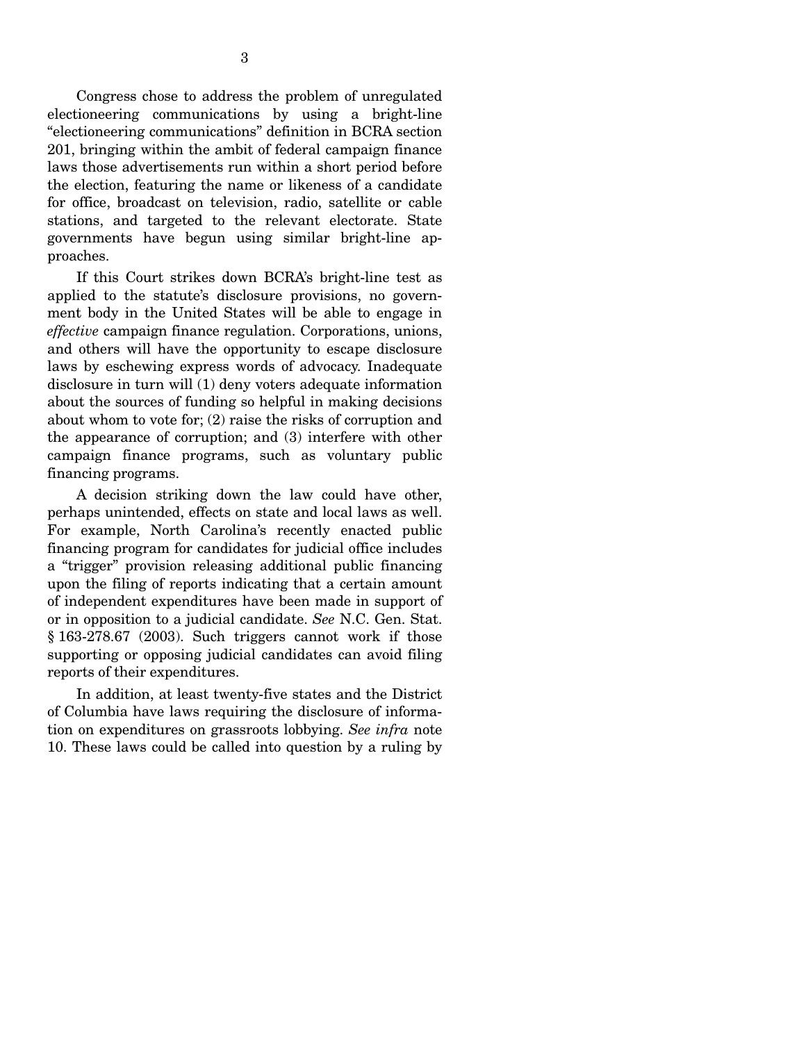Congress chose to address the problem of unregulated electioneering communications by using a bright-line "electioneering communications" definition in BCRA section 201, bringing within the ambit of federal campaign finance laws those advertisements run within a short period before the election, featuring the name or likeness of a candidate for office, broadcast on television, radio, satellite or cable stations, and targeted to the relevant electorate. State governments have begun using similar bright-line approaches.

If this Court strikes down BCRA's bright-line test as applied to the statute's disclosure provisions, no government body in the United States will be able to engage in *effective* campaign finance regulation. Corporations, unions, and others will have the opportunity to escape disclosure laws by eschewing express words of advocacy. Inadequate disclosure in turn will (1) deny voters adequate information about the sources of funding so helpful in making decisions about whom to vote for; (2) raise the risks of corruption and the appearance of corruption; and (3) interfere with other campaign finance programs, such as voluntary public financing programs.

A decision striking down the law could have other, perhaps unintended, effects on state and local laws as well. For example, North Carolina's recently enacted public financing program for candidates for judicial office includes a "trigger" provision releasing additional public financing upon the filing of reports indicating that a certain amount of independent expenditures have been made in support of or in opposition to a judicial candidate. *See* N.C. Gen. Stat. § 163-278.67 (2003). Such triggers cannot work if those supporting or opposing judicial candidates can avoid filing reports of their expenditures.

In addition, at least twenty-five states and the District of Columbia have laws requiring the disclosure of information on expenditures on grassroots lobbying. *See infra* note 10. These laws could be called into question by a ruling by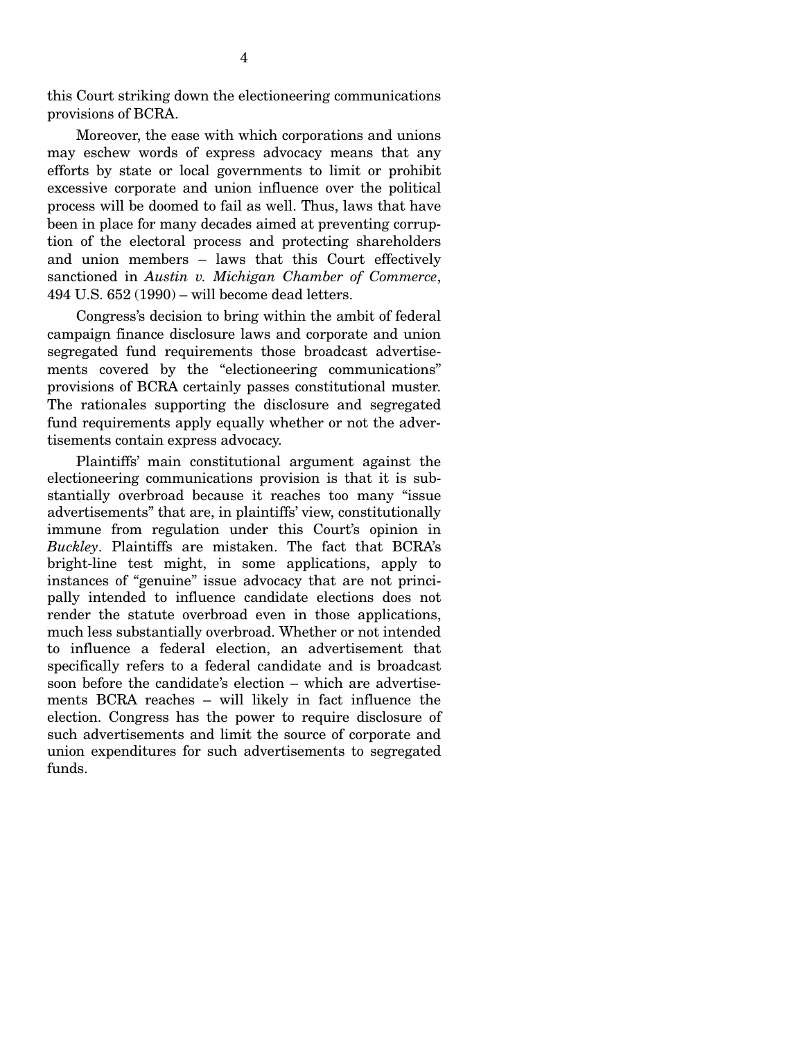this Court striking down the electioneering communications provisions of BCRA.

Moreover, the ease with which corporations and unions may eschew words of express advocacy means that any efforts by state or local governments to limit or prohibit excessive corporate and union influence over the political process will be doomed to fail as well. Thus, laws that have been in place for many decades aimed at preventing corruption of the electoral process and protecting shareholders and union members – laws that this Court effectively sanctioned in *Austin v. Michigan Chamber of Commerce*, 494 U.S. 652 (1990) – will become dead letters.

Congress's decision to bring within the ambit of federal campaign finance disclosure laws and corporate and union segregated fund requirements those broadcast advertisements covered by the "electioneering communications" provisions of BCRA certainly passes constitutional muster. The rationales supporting the disclosure and segregated fund requirements apply equally whether or not the advertisements contain express advocacy.

Plaintiffs' main constitutional argument against the electioneering communications provision is that it is substantially overbroad because it reaches too many "issue advertisements" that are, in plaintiffs' view, constitutionally immune from regulation under this Court's opinion in *Buckley*. Plaintiffs are mistaken. The fact that BCRA's bright-line test might, in some applications, apply to instances of "genuine" issue advocacy that are not principally intended to influence candidate elections does not render the statute overbroad even in those applications, much less substantially overbroad. Whether or not intended to influence a federal election, an advertisement that specifically refers to a federal candidate and is broadcast soon before the candidate's election – which are advertisements BCRA reaches – will likely in fact influence the election. Congress has the power to require disclosure of such advertisements and limit the source of corporate and union expenditures for such advertisements to segregated funds.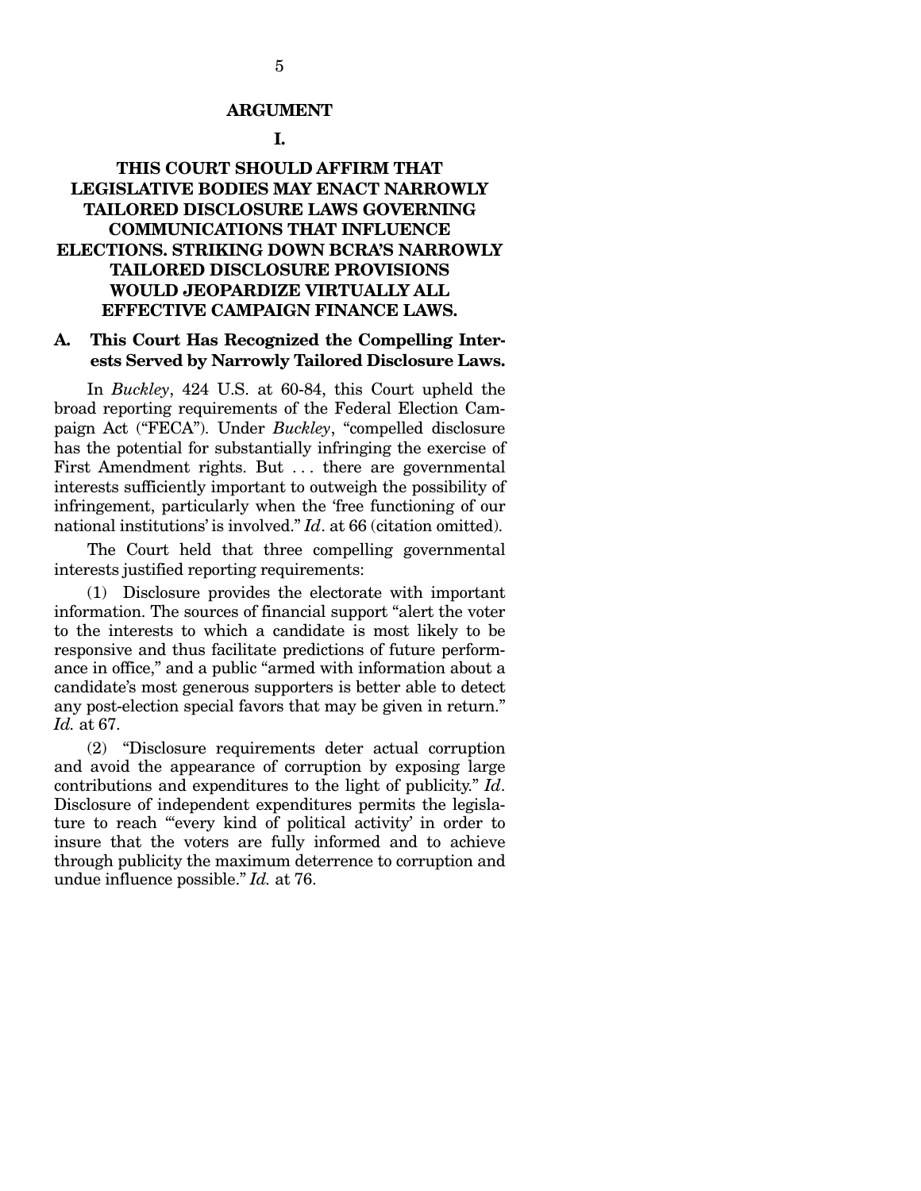## ARGUMENT

### I.

### THIS COURT SHOULD AFFIRM THAT LEGISLATIVE BODIES MAY ENACT NARROWLY TAILORED DISCLOSURE LAWS GOVERNING COMMUNICATIONS THAT INFLUENCE ELECTIONS. STRIKING DOWN BCRA'S NARROWLY TAILORED DISCLOSURE PROVISIONS WOULD JEOPARDIZE VIRTUALLY ALL EFFECTIVE CAMPAIGN FINANCE LAWS.

#### A. This Court Has Recognized the Compelling Interests Served by Narrowly Tailored Disclosure Laws.

In *Buckley*, 424 U.S. at 60-84, this Court upheld the broad reporting requirements of the Federal Election Campaign Act ("FECA"). Under *Buckley*, "compelled disclosure has the potential for substantially infringing the exercise of First Amendment rights. But . . . there are governmental interests sufficiently important to outweigh the possibility of infringement, particularly when the 'free functioning of our national institutions' is involved." *Id*. at 66 (citation omitted).

The Court held that three compelling governmental interests justified reporting requirements:

(1) Disclosure provides the electorate with important information. The sources of financial support "alert the voter to the interests to which a candidate is most likely to be responsive and thus facilitate predictions of future performance in office," and a public "armed with information about a candidate's most generous supporters is better able to detect any post-election special favors that may be given in return." *Id.* at 67.

(2) "Disclosure requirements deter actual corruption and avoid the appearance of corruption by exposing large contributions and expenditures to the light of publicity." *Id*. Disclosure of independent expenditures permits the legislature to reach "'every kind of political activity' in order to insure that the voters are fully informed and to achieve through publicity the maximum deterrence to corruption and undue influence possible." *Id.* at 76.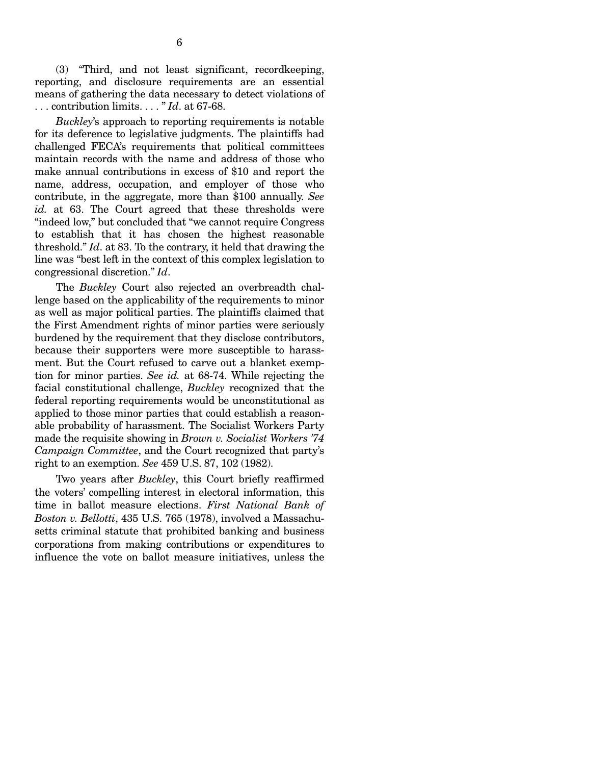(3) "Third, and not least significant, recordkeeping, reporting, and disclosure requirements are an essential means of gathering the data necessary to detect violations of . . . contribution limits. . . . " *Id*. at 67-68.

*Buckley*'s approach to reporting requirements is notable for its deference to legislative judgments. The plaintiffs had challenged FECA's requirements that political committees maintain records with the name and address of those who make annual contributions in excess of $10 and report the name, address, occupation, and employer of those who contribute, in the aggregate, more than $100 annually. *See id.* at 63. The Court agreed that these thresholds were "indeed low," but concluded that "we cannot require Congress to establish that it has chosen the highest reasonable threshold." *Id*. at 83. To the contrary, it held that drawing the line was "best left in the context of this complex legislation to congressional discretion." *Id*.

The *Buckley* Court also rejected an overbreadth challenge based on the applicability of the requirements to minor as well as major political parties. The plaintiffs claimed that the First Amendment rights of minor parties were seriously burdened by the requirement that they disclose contributors, because their supporters were more susceptible to harassment. But the Court refused to carve out a blanket exemption for minor parties. *See id.* at 68-74. While rejecting the facial constitutional challenge, *Buckley* recognized that the federal reporting requirements would be unconstitutional as applied to those minor parties that could establish a reasonable probability of harassment. The Socialist Workers Party made the requisite showing in *Brown v. Socialist Workers '74 Campaign Committee*, and the Court recognized that party's right to an exemption. *See* 459 U.S. 87, 102 (1982).

Two years after *Buckley*, this Court briefly reaffirmed the voters' compelling interest in electoral information, this time in ballot measure elections. *First National Bank of Boston v. Bellotti*, 435 U.S. 765 (1978), involved a Massachusetts criminal statute that prohibited banking and business corporations from making contributions or expenditures to influence the vote on ballot measure initiatives, unless the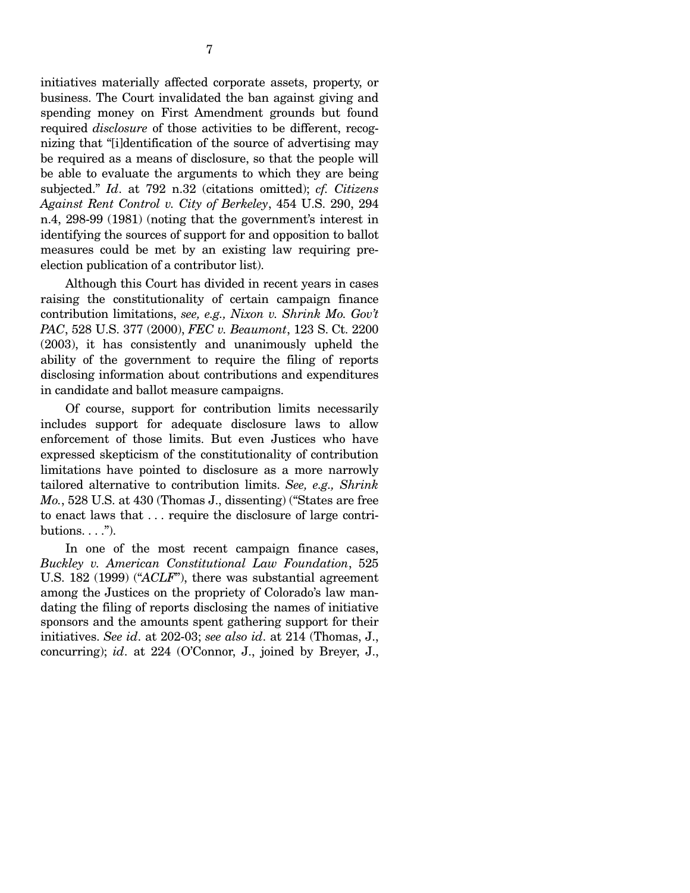initiatives materially affected corporate assets, property, or business. The Court invalidated the ban against giving and spending money on First Amendment grounds but found required *disclosure* of those activities to be different, recognizing that "[i]dentification of the source of advertising may be required as a means of disclosure, so that the people will be able to evaluate the arguments to which they are being subjected." *Id*. at 792 n.32 (citations omitted); *cf. Citizens Against Rent Control v. City of Berkeley*, 454 U.S. 290, 294 n.4, 298-99 (1981) (noting that the government's interest in identifying the sources of support for and opposition to ballot measures could be met by an existing law requiring pre-election publication of a contributor list).

Although this Court has divided in recent years in cases raising the constitutionality of certain campaign finance contribution limitations, *see, e.g., Nixon v. Shrink Mo. Gov't PAC*, 528 U.S. 377 (2000), *FEC v. Beaumont*, 123 S. Ct. 2200 (2003), it has consistently and unanimously upheld the ability of the government to require the filing of reports disclosing information about contributions and expenditures in candidate and ballot measure campaigns.

Of course, support for contribution limits necessarily includes support for adequate disclosure laws to allow enforcement of those limits. But even Justices who have expressed skepticism of the constitutionality of contribution limitations have pointed to disclosure as a more narrowly tailored alternative to contribution limits. *See, e.g., Shrink Mo.*, 528 U.S. at 430 (Thomas J., dissenting) ("States are free to enact laws that . . . require the disclosure of large contributions. . . .").

In one of the most recent campaign finance cases, *Buckley v. American Constitutional Law Foundation*, 525 U.S. 182 (1999) ("*ACLF*"), there was substantial agreement among the Justices on the propriety of Colorado's law mandating the filing of reports disclosing the names of initiative sponsors and the amounts spent gathering support for their initiatives. *See id*. at 202-03; *see also id*. at 214 (Thomas, J., concurring); *id*. at 224 (O'Connor, J., joined by Breyer, J.,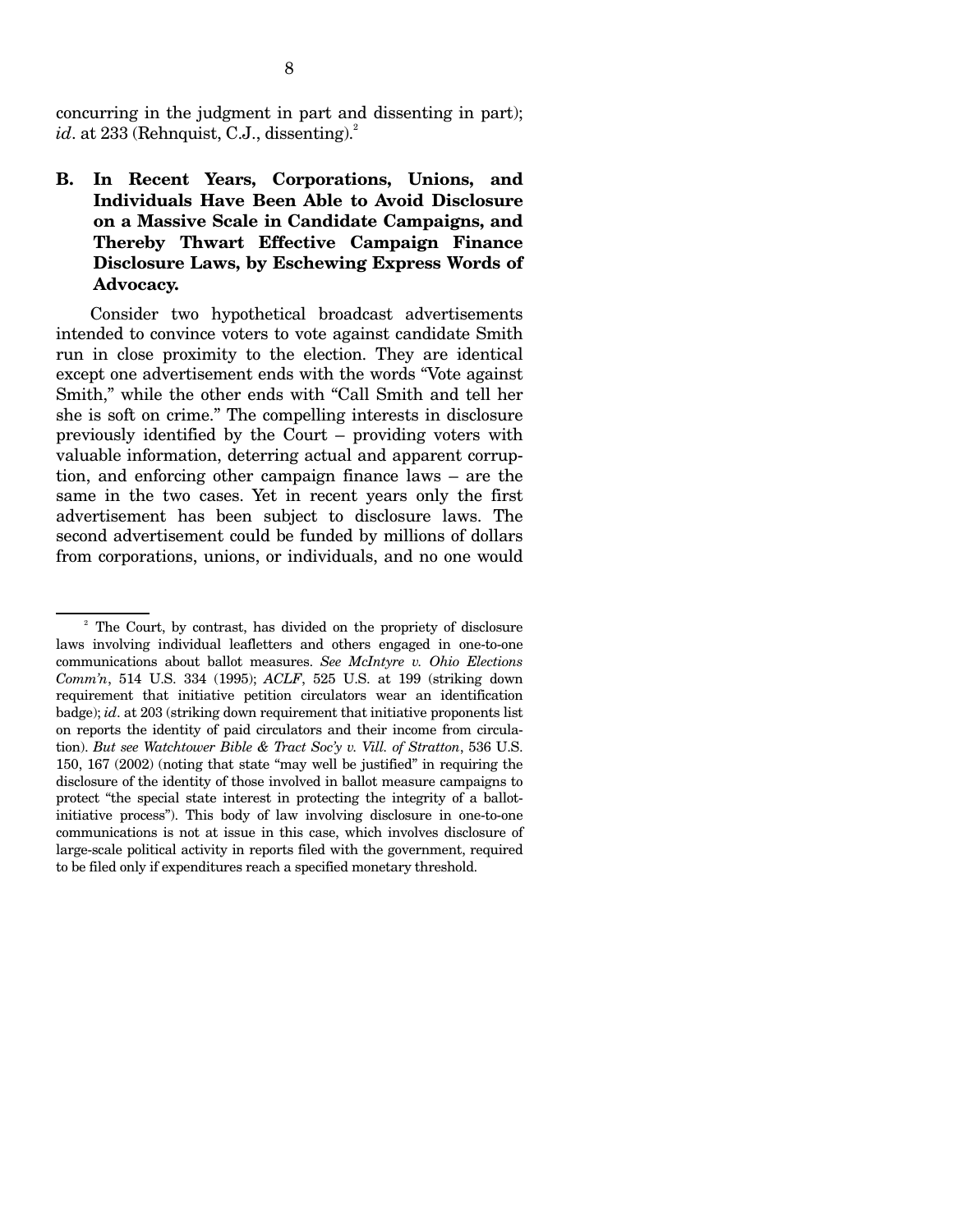concurring in the judgment in part and dissenting in part); *id*. at 233 (Rehnquist, C.J., dissenting).[2]

## B. In Recent Years, Corporations, Unions, and Individuals Have Been Able to Avoid Disclosure on a Massive Scale in Candidate Campaigns, and Thereby Thwart Effective Campaign Finance Disclosure Laws, by Eschewing Express Words of Advocacy.

Consider two hypothetical broadcast advertisements intended to convince voters to vote against candidate Smith run in close proximity to the election. They are identical except one advertisement ends with the words "Vote against Smith," while the other ends with "Call Smith and tell her she is soft on crime." The compelling interests in disclosure previously identified by the Court – providing voters with valuable information, deterring actual and apparent corruption, and enforcing other campaign finance laws – are the same in the two cases. Yet in recent years only the first advertisement has been subject to disclosure laws. The second advertisement could be funded by millions of dollars from corporations, unions, or individuals, and no one would

---

[2] The Court, by contrast, has divided on the propriety of disclosure laws involving individual leafletters and others engaged in one-to-one communications about ballot measures. *See McIntyre v. Ohio Elections Comm'n*, 514 U.S. 334 (1995); *ACLF*, 525 U.S. at 199 (striking down requirement that initiative petition circulators wear an identification badge); *id*. at 203 (striking down requirement that initiative proponents list on reports the identity of paid circulators and their income from circulation). *But see Watchtower Bible & Tract Soc'y v. Vill. of Stratton*, 536 U.S. 150, 167 (2002) (noting that state "may well be justified" in requiring the disclosure of the identity of those involved in ballot measure campaigns to protect "the special state interest in protecting the integrity of a ballot-initiative process"). This body of law involving disclosure in one-to-one communications is not at issue in this case, which involves disclosure of large-scale political activity in reports filed with the government, required to be filed only if expenditures reach a specified monetary threshold.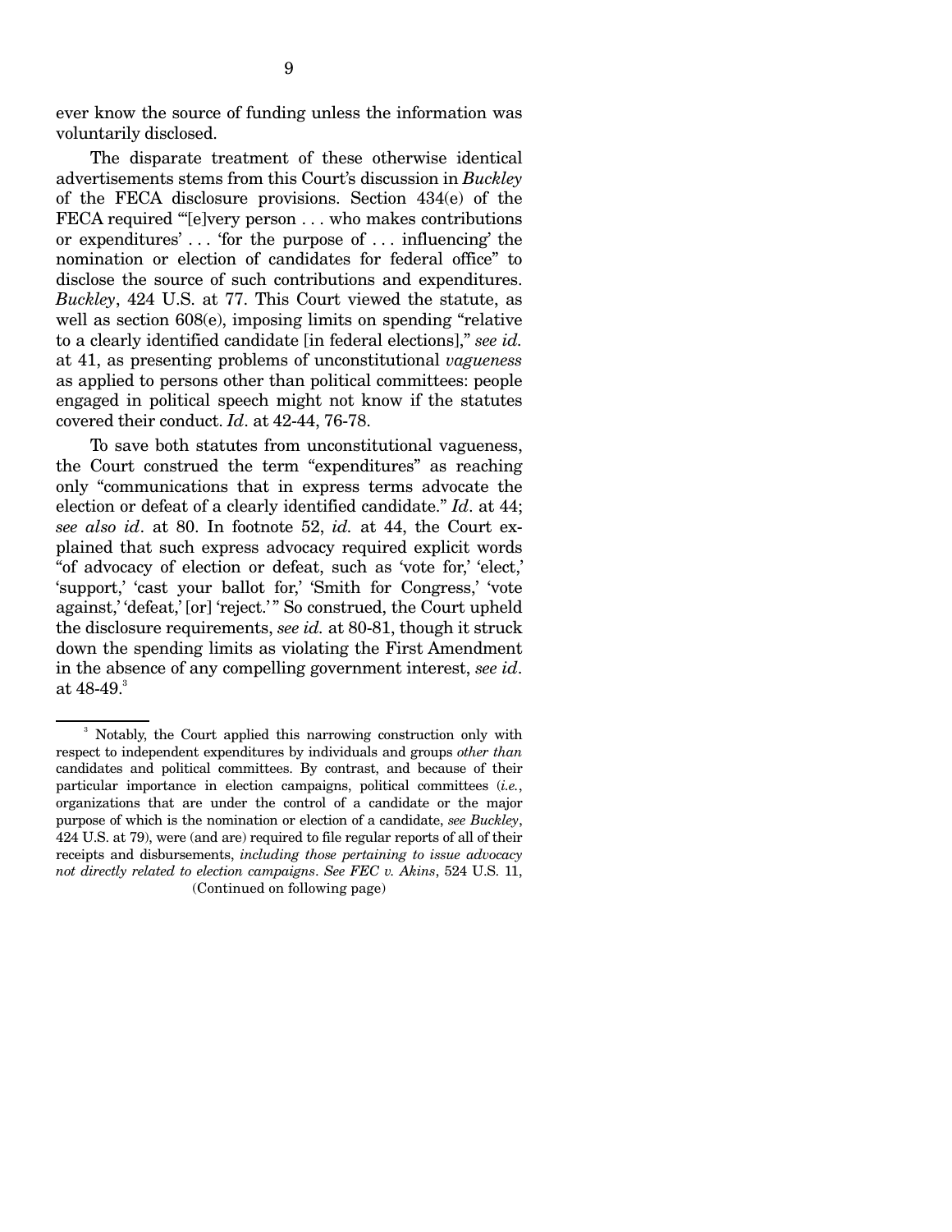ever know the source of funding unless the information was voluntarily disclosed.

The disparate treatment of these otherwise identical advertisements stems from this Court's discussion in *Buckley* of the FECA disclosure provisions. Section 434(e) of the FECA required "'[e]very person . . . who makes contributions or expenditures' . . . 'for the purpose of . . . influencing' the nomination or election of candidates for federal office" to disclose the source of such contributions and expenditures. *Buckley*, 424 U.S. at 77. This Court viewed the statute, as well as section 608(e), imposing limits on spending "relative to a clearly identified candidate [in federal elections]," *see id.* at 41, as presenting problems of unconstitutional *vagueness* as applied to persons other than political committees: people engaged in political speech might not know if the statutes covered their conduct. *Id*. at 42-44, 76-78.

To save both statutes from unconstitutional vagueness, the Court construed the term "expenditures" as reaching only "communications that in express terms advocate the election or defeat of a clearly identified candidate." *Id*. at 44; *see also id*. at 80. In footnote 52, *id.* at 44, the Court explained that such express advocacy required explicit words "of advocacy of election or defeat, such as 'vote for,' 'elect,' 'support,' 'cast your ballot for,' 'Smith for Congress,' 'vote against,' 'defeat,' [or] 'reject.'" So construed, the Court upheld the disclosure requirements, *see id.* at 80-81, though it struck down the spending limits as violating the First Amendment in the absence of any compelling government interest, *see id*. at 48-49.[3]

[3] Notably, the Court applied this narrowing construction only with respect to independent expenditures by individuals and groups *other than* candidates and political committees. By contrast, and because of their particular importance in election campaigns, political committees (*i.e.*, organizations that are under the control of a candidate or the major purpose of which is the nomination or election of a candidate, *see Buckley*, 424 U.S. at 79), were (and are) required to file regular reports of all of their receipts and disbursements, *including those pertaining to issue advocacy not directly related to election campaigns*. *See FEC v. Akins*, 524 U.S. 11,

(Continued on following page)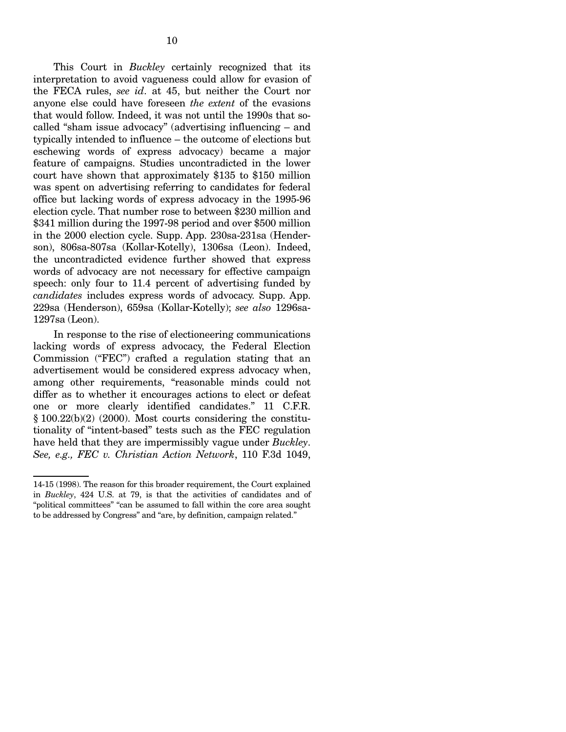This Court in *Buckley* certainly recognized that its interpretation to avoid vagueness could allow for evasion of the FECA rules, *see id*. at 45, but neither the Court nor anyone else could have foreseen *the extent* of the evasions that would follow. Indeed, it was not until the 1990s that so-called "sham issue advocacy" (advertising influencing – and typically intended to influence – the outcome of elections but eschewing words of express advocacy) became a major feature of campaigns. Studies uncontradicted in the lower court have shown that approximately $135 to $150 million was spent on advertising referring to candidates for federal office but lacking words of express advocacy in the 1995-96 election cycle. That number rose to between $230 million and $341 million during the 1997-98 period and over $500 million in the 2000 election cycle. Supp. App. 230sa-231sa (Henderson), 806sa-807sa (Kollar-Kotelly), 1306sa (Leon). Indeed, the uncontradicted evidence further showed that express words of advocacy are not necessary for effective campaign speech: only four to 11.4 percent of advertising funded by *candidates* includes express words of advocacy. Supp. App. 229sa (Henderson), 659sa (Kollar-Kotelly); *see also* 1296sa-1297sa (Leon).

In response to the rise of electioneering communications lacking words of express advocacy, the Federal Election Commission ("FEC") crafted a regulation stating that an advertisement would be considered express advocacy when, among other requirements, "reasonable minds could not differ as to whether it encourages actions to elect or defeat one or more clearly identified candidates." 11 C.F.R. § 100.22(b)(2) (2000). Most courts considering the constitutionality of "intent-based" tests such as the FEC regulation have held that they are impermissibly vague under *Buckley*. *See, e.g., FEC v. Christian Action Network*, 110 F.3d 1049,

---

14-15 (1998). The reason for this broader requirement, the Court explained in *Buckley*, 424 U.S. at 79, is that the activities of candidates and of "political committees" "can be assumed to fall within the core area sought to be addressed by Congress" and "are, by definition, campaign related."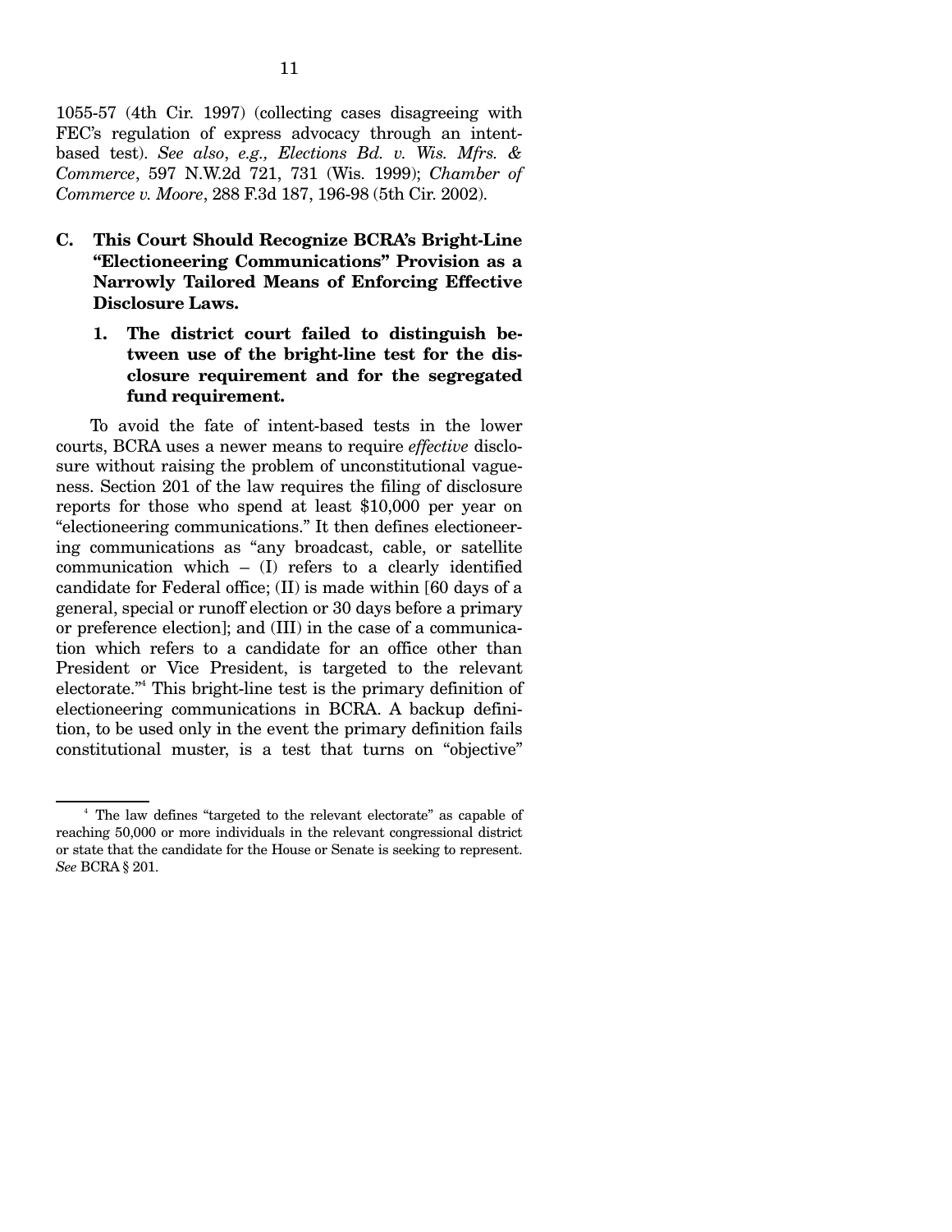1055-57 (4th Cir. 1997) (collecting cases disagreeing with FEC's regulation of express advocacy through an intent-based test). *See also*, *e.g.*, *Elections Bd. v. Wis. Mfrs. & Commerce*, 597 N.W.2d 721, 731 (Wis. 1999); *Chamber of Commerce v. Moore*, 288 F.3d 187, 196-98 (5th Cir. 2002).

## C. This Court Should Recognize BCRA's Bright-Line "Electioneering Communications" Provision as a Narrowly Tailored Means of Enforcing Effective Disclosure Laws.

### 1. The district court failed to distinguish between use of the bright-line test for the disclosure requirement and for the segregated fund requirement.

To avoid the fate of intent-based tests in the lower courts, BCRA uses a newer means to require *effective* disclosure without raising the problem of unconstitutional vagueness. Section 201 of the law requires the filing of disclosure reports for those who spend at least $10,000 per year on "electioneering communications." It then defines electioneering communications as "any broadcast, cable, or satellite communication which – (I) refers to a clearly identified candidate for Federal office; (II) is made within [60 days of a general, special or runoff election or 30 days before a primary or preference election]; and (III) in the case of a communication which refers to a candidate for an office other than President or Vice President, is targeted to the relevant electorate."[4] This bright-line test is the primary definition of electioneering communications in BCRA. A backup definition, to be used only in the event the primary definition fails constitutional muster, is a test that turns on "objective"

---

[4] The law defines "targeted to the relevant electorate" as capable of reaching 50,000 or more individuals in the relevant congressional district or state that the candidate for the House or Senate is seeking to represent. *See* BCRA § 201.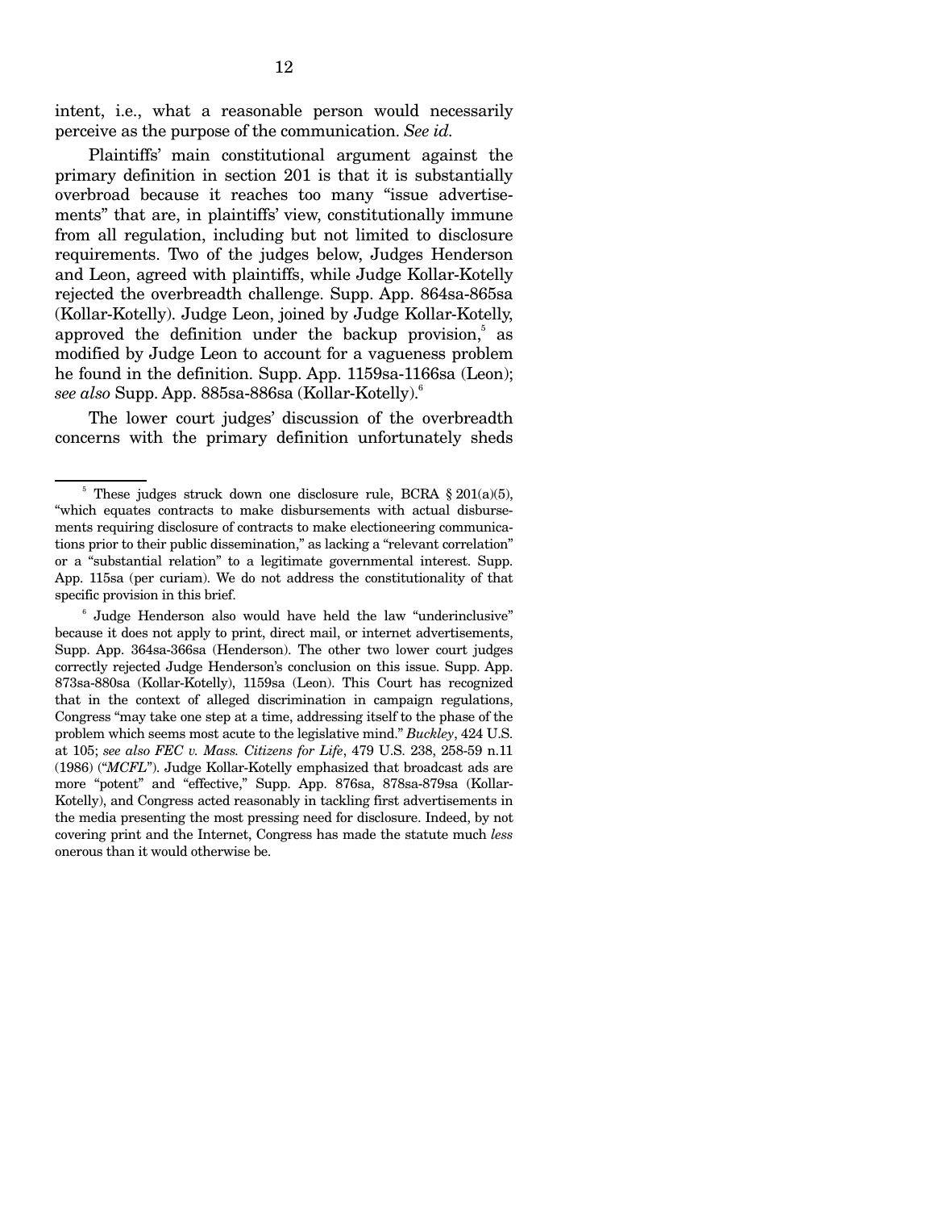intent, i.e., what a reasonable person would necessarily perceive as the purpose of the communication. *See id.*

Plaintiffs' main constitutional argument against the primary definition in section 201 is that it is substantially overbroad because it reaches too many "issue advertisements" that are, in plaintiffs' view, constitutionally immune from all regulation, including but not limited to disclosure requirements. Two of the judges below, Judges Henderson and Leon, agreed with plaintiffs, while Judge Kollar-Kotelly rejected the overbreadth challenge. Supp. App. 864sa-865sa (Kollar-Kotelly). Judge Leon, joined by Judge Kollar-Kotelly, approved the definition under the backup provision,[5] as modified by Judge Leon to account for a vagueness problem he found in the definition. Supp. App. 1159sa-1166sa (Leon); *see also* Supp. App. 885sa-886sa (Kollar-Kotelly).[6]

The lower court judges' discussion of the overbreadth concerns with the primary definition unfortunately sheds

---

[5] These judges struck down one disclosure rule, BCRA § 201(a)(5), "which equates contracts to make disbursements with actual disbursements requiring disclosure of contracts to make electioneering communications prior to their public dissemination," as lacking a "relevant correlation" or a "substantial relation" to a legitimate governmental interest. Supp. App. 115sa (per curiam). We do not address the constitutionality of that specific provision in this brief.

[6] Judge Henderson also would have held the law "underinclusive" because it does not apply to print, direct mail, or internet advertisements, Supp. App. 364sa-366sa (Henderson). The other two lower court judges correctly rejected Judge Henderson's conclusion on this issue. Supp. App. 873sa-880sa (Kollar-Kotelly), 1159sa (Leon). This Court has recognized that in the context of alleged discrimination in campaign regulations, Congress "may take one step at a time, addressing itself to the phase of the problem which seems most acute to the legislative mind." *Buckley*, 424 U.S. at 105; *see also FEC v. Mass. Citizens for Life*, 479 U.S. 238, 258-59 n.11 (1986) ("*MCFL*"). Judge Kollar-Kotelly emphasized that broadcast ads are more "potent" and "effective," Supp. App. 876sa, 878sa-879sa (Kollar-Kotelly), and Congress acted reasonably in tackling first advertisements in the media presenting the most pressing need for disclosure. Indeed, by not covering print and the Internet, Congress has made the statute much *less* onerous than it would otherwise be.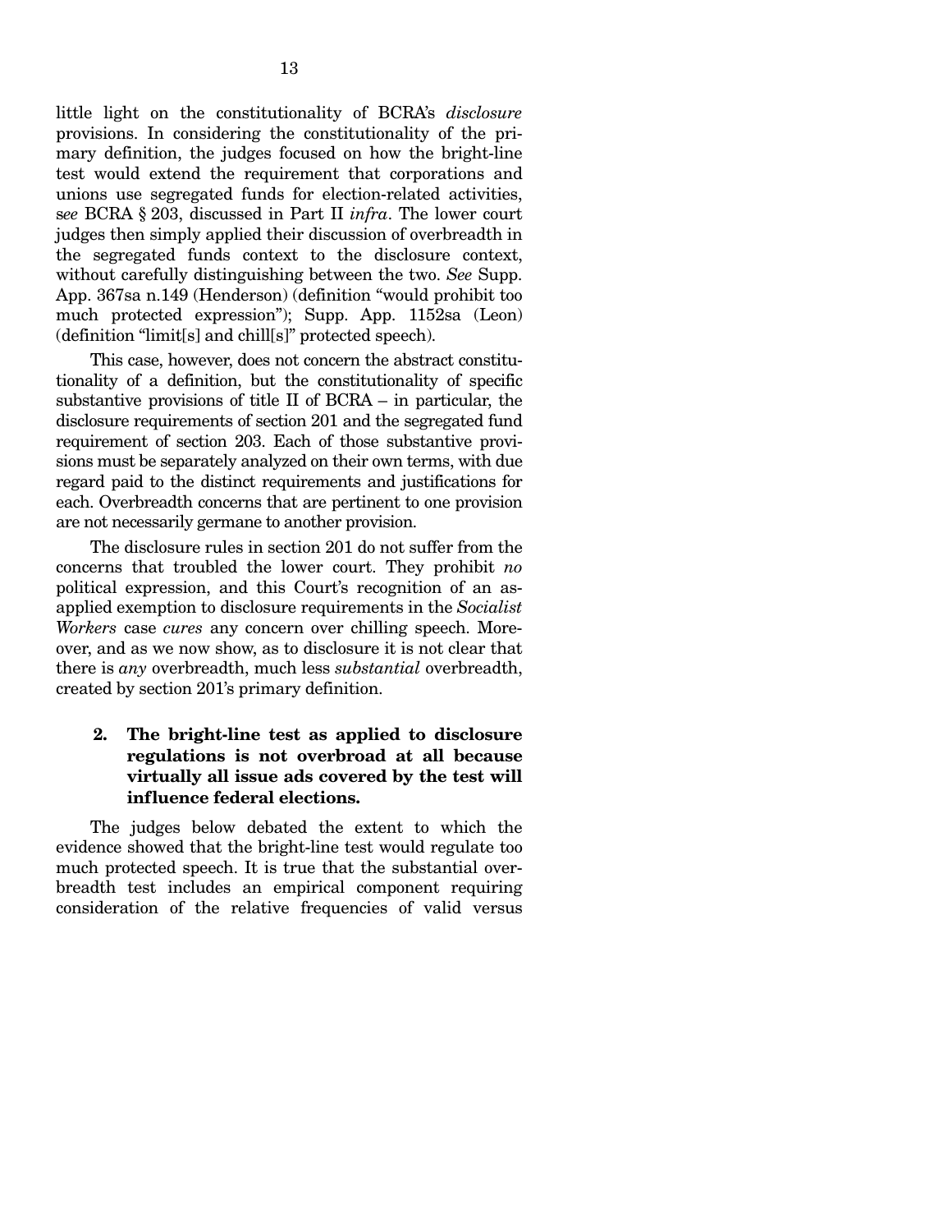little light on the constitutionality of BCRA's *disclosure* provisions. In considering the constitutionality of the primary definition, the judges focused on how the bright-line test would extend the requirement that corporations and unions use segregated funds for election-related activities, *see* BCRA § 203, discussed in Part II *infra*. The lower court judges then simply applied their discussion of overbreadth in the segregated funds context to the disclosure context, without carefully distinguishing between the two. *See* Supp. App. 367sa n.149 (Henderson) (definition "would prohibit too much protected expression"); Supp. App. 1152sa (Leon) (definition "limit[s] and chill[s]" protected speech).

This case, however, does not concern the abstract constitutionality of a definition, but the constitutionality of specific substantive provisions of title II of BCRA – in particular, the disclosure requirements of section 201 and the segregated fund requirement of section 203. Each of those substantive provisions must be separately analyzed on their own terms, with due regard paid to the distinct requirements and justifications for each. Overbreadth concerns that are pertinent to one provision are not necessarily germane to another provision.

The disclosure rules in section 201 do not suffer from the concerns that troubled the lower court. They prohibit *no* political expression, and this Court's recognition of an as-applied exemption to disclosure requirements in the *Socialist Workers* case *cures* any concern over chilling speech. Moreover, and as we now show, as to disclosure it is not clear that there is *any* overbreadth, much less *substantial* overbreadth, created by section 201's primary definition.

### 2. The bright-line test as applied to disclosure regulations is not overbroad at all because virtually all issue ads covered by the test will influence federal elections.

The judges below debated the extent to which the evidence showed that the bright-line test would regulate too much protected speech. It is true that the substantial overbreadth test includes an empirical component requiring consideration of the relative frequencies of valid versus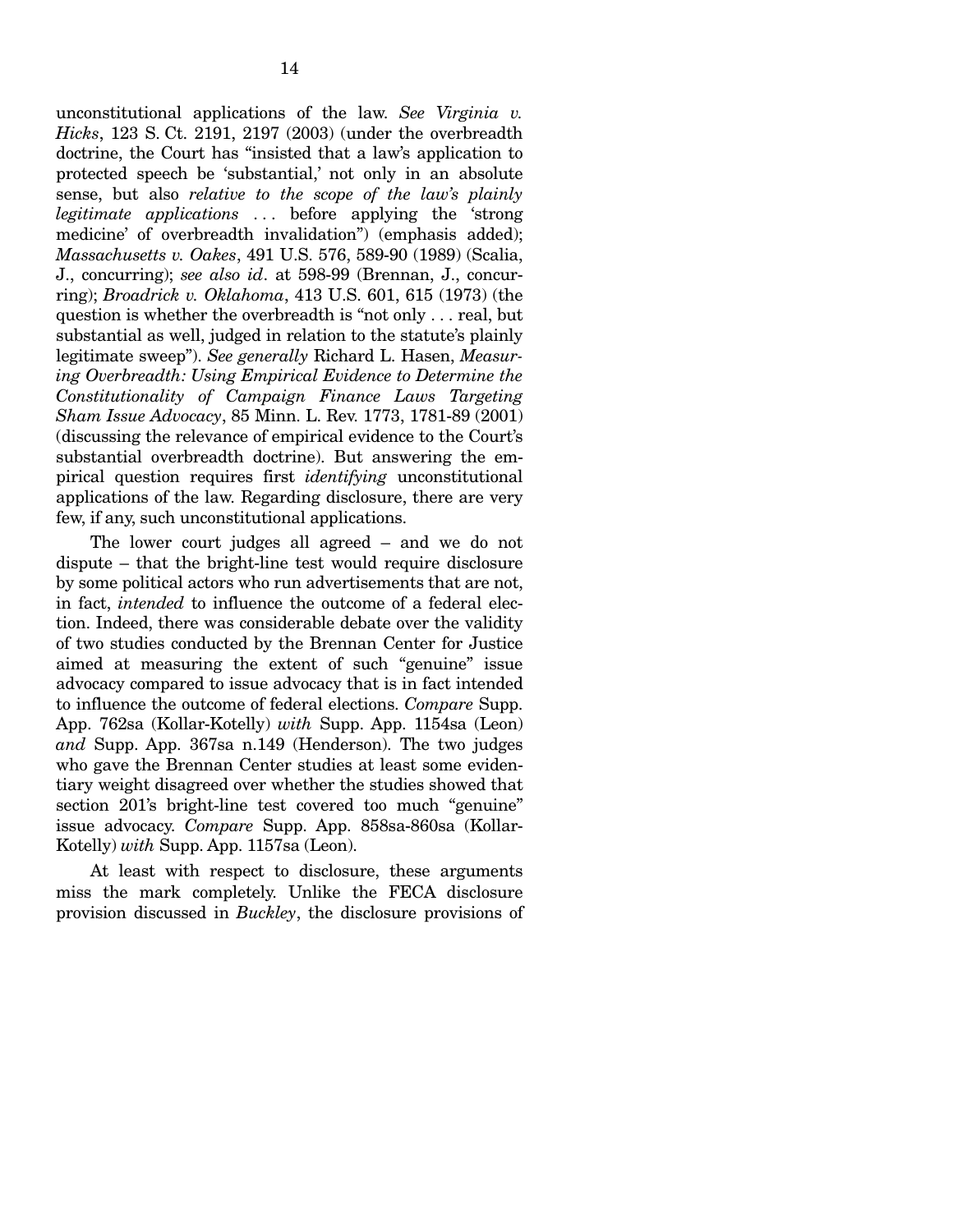unconstitutional applications of the law. *See Virginia v. Hicks*, 123 S. Ct. 2191, 2197 (2003) (under the overbreadth doctrine, the Court has "insisted that a law's application to protected speech be 'substantial,' not only in an absolute sense, but also *relative to the scope of the law's plainly legitimate applications* . . . before applying the 'strong medicine' of overbreadth invalidation") (emphasis added); *Massachusetts v. Oakes*, 491 U.S. 576, 589-90 (1989) (Scalia, J., concurring); *see also id*. at 598-99 (Brennan, J., concurring); *Broadrick v. Oklahoma*, 413 U.S. 601, 615 (1973) (the question is whether the overbreadth is "not only . . . real, but substantial as well, judged in relation to the statute's plainly legitimate sweep"). *See generally* Richard L. Hasen, *Measuring Overbreadth: Using Empirical Evidence to Determine the Constitutionality of Campaign Finance Laws Targeting Sham Issue Advocacy*, 85 Minn. L. Rev. 1773, 1781-89 (2001) (discussing the relevance of empirical evidence to the Court's substantial overbreadth doctrine). But answering the empirical question requires first *identifying* unconstitutional applications of the law. Regarding disclosure, there are very few, if any, such unconstitutional applications.

The lower court judges all agreed – and we do not dispute – that the bright-line test would require disclosure by some political actors who run advertisements that are not, in fact, *intended* to influence the outcome of a federal election. Indeed, there was considerable debate over the validity of two studies conducted by the Brennan Center for Justice aimed at measuring the extent of such "genuine" issue advocacy compared to issue advocacy that is in fact intended to influence the outcome of federal elections. *Compare* Supp. App. 762sa (Kollar-Kotelly) *with* Supp. App. 1154sa (Leon) *and* Supp. App. 367sa n.149 (Henderson). The two judges who gave the Brennan Center studies at least some evidentiary weight disagreed over whether the studies showed that section 201's bright-line test covered too much "genuine" issue advocacy. *Compare* Supp. App. 858sa-860sa (Kollar-Kotelly) *with* Supp. App. 1157sa (Leon).

At least with respect to disclosure, these arguments miss the mark completely. Unlike the FECA disclosure provision discussed in *Buckley*, the disclosure provisions of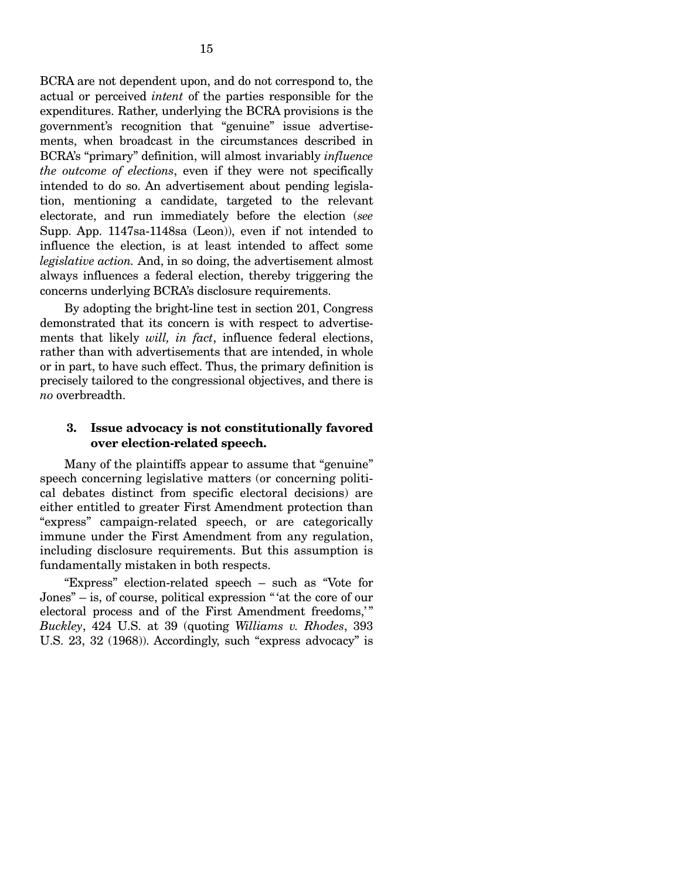BCRA are not dependent upon, and do not correspond to, the actual or perceived *intent* of the parties responsible for the expenditures. Rather, underlying the BCRA provisions is the government's recognition that "genuine" issue advertisements, when broadcast in the circumstances described in BCRA's "primary" definition, will almost invariably *influence the outcome of elections*, even if they were not specifically intended to do so. An advertisement about pending legislation, mentioning a candidate, targeted to the relevant electorate, and run immediately before the election (*see* Supp. App. 1147sa-1148sa (Leon)), even if not intended to influence the election, is at least intended to affect some *legislative action.* And, in so doing, the advertisement almost always influences a federal election, thereby triggering the concerns underlying BCRA's disclosure requirements.

By adopting the bright-line test in section 201, Congress demonstrated that its concern is with respect to advertisements that likely *will, in fact*, influence federal elections, rather than with advertisements that are intended, in whole or in part, to have such effect. Thus, the primary definition is precisely tailored to the congressional objectives, and there is *no* overbreadth.

### 3. Issue advocacy is not constitutionally favored over election-related speech.

Many of the plaintiffs appear to assume that "genuine" speech concerning legislative matters (or concerning political debates distinct from specific electoral decisions) are either entitled to greater First Amendment protection than "express" campaign-related speech, or are categorically immune under the First Amendment from any regulation, including disclosure requirements. But this assumption is fundamentally mistaken in both respects.

"Express" election-related speech – such as "Vote for Jones" – is, of course, political expression "'at the core of our electoral process and of the First Amendment freedoms,'" *Buckley*, 424 U.S. at 39 (quoting *Williams v. Rhodes*, 393 U.S. 23, 32 (1968)). Accordingly, such "express advocacy" is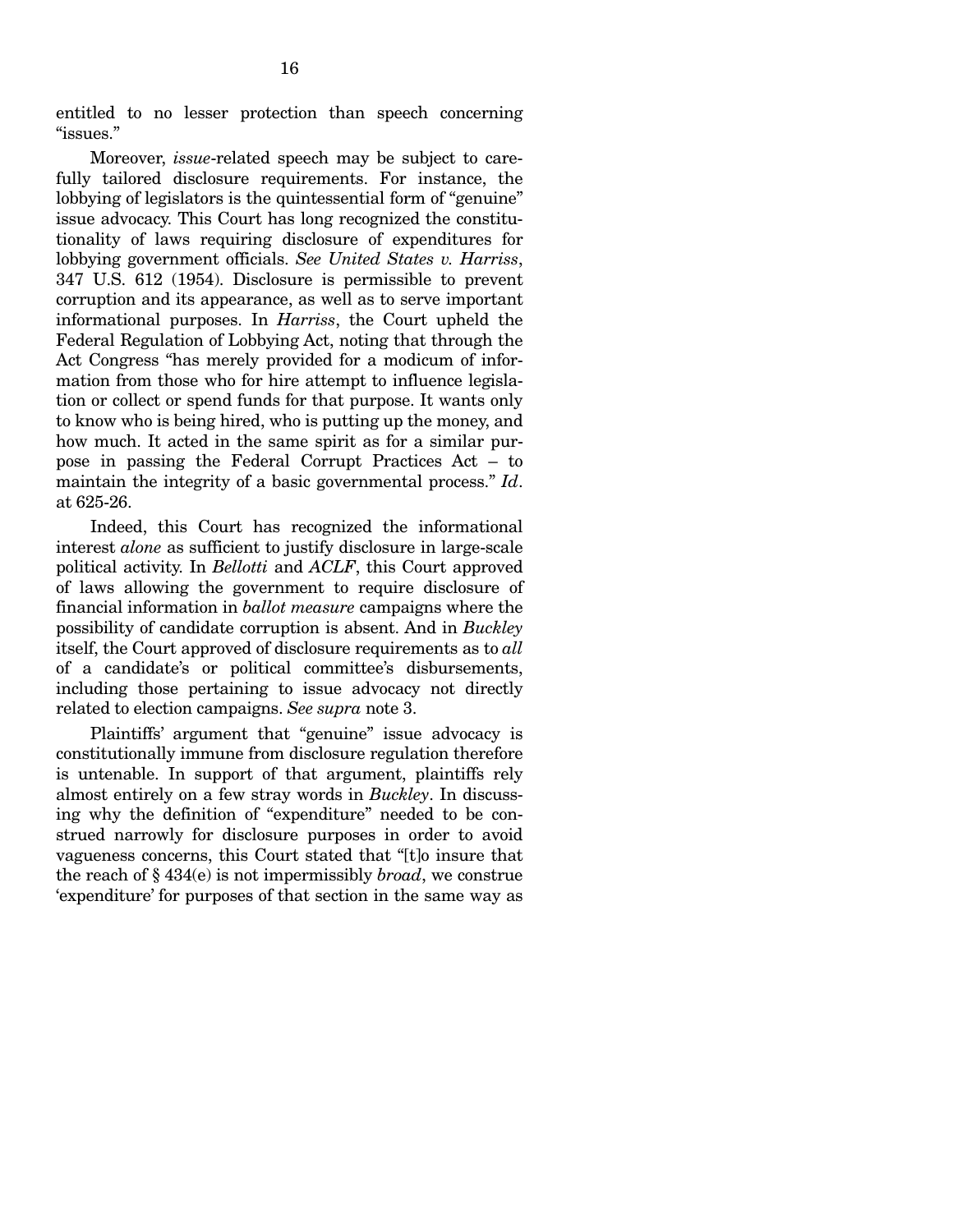entitled to no lesser protection than speech concerning "issues."

Moreover, *issue*-related speech may be subject to carefully tailored disclosure requirements. For instance, the lobbying of legislators is the quintessential form of "genuine" issue advocacy. This Court has long recognized the constitutionality of laws requiring disclosure of expenditures for lobbying government officials. *See United States v. Harriss*, 347 U.S. 612 (1954). Disclosure is permissible to prevent corruption and its appearance, as well as to serve important informational purposes. In *Harriss*, the Court upheld the Federal Regulation of Lobbying Act, noting that through the Act Congress "has merely provided for a modicum of information from those who for hire attempt to influence legislation or collect or spend funds for that purpose. It wants only to know who is being hired, who is putting up the money, and how much. It acted in the same spirit as for a similar purpose in passing the Federal Corrupt Practices Act – to maintain the integrity of a basic governmental process." *Id*. at 625-26.

Indeed, this Court has recognized the informational interest *alone* as sufficient to justify disclosure in large-scale political activity. In *Bellotti* and *ACLF*, this Court approved of laws allowing the government to require disclosure of financial information in *ballot measure* campaigns where the possibility of candidate corruption is absent. And in *Buckley* itself, the Court approved of disclosure requirements as to *all* of a candidate's or political committee's disbursements, including those pertaining to issue advocacy not directly related to election campaigns. *See supra* note 3.

Plaintiffs' argument that "genuine" issue advocacy is constitutionally immune from disclosure regulation therefore is untenable. In support of that argument, plaintiffs rely almost entirely on a few stray words in *Buckley*. In discussing why the definition of "expenditure" needed to be construed narrowly for disclosure purposes in order to avoid vagueness concerns, this Court stated that "[t]o insure that the reach of § 434(e) is not impermissibly *broad*, we construe 'expenditure' for purposes of that section in the same way as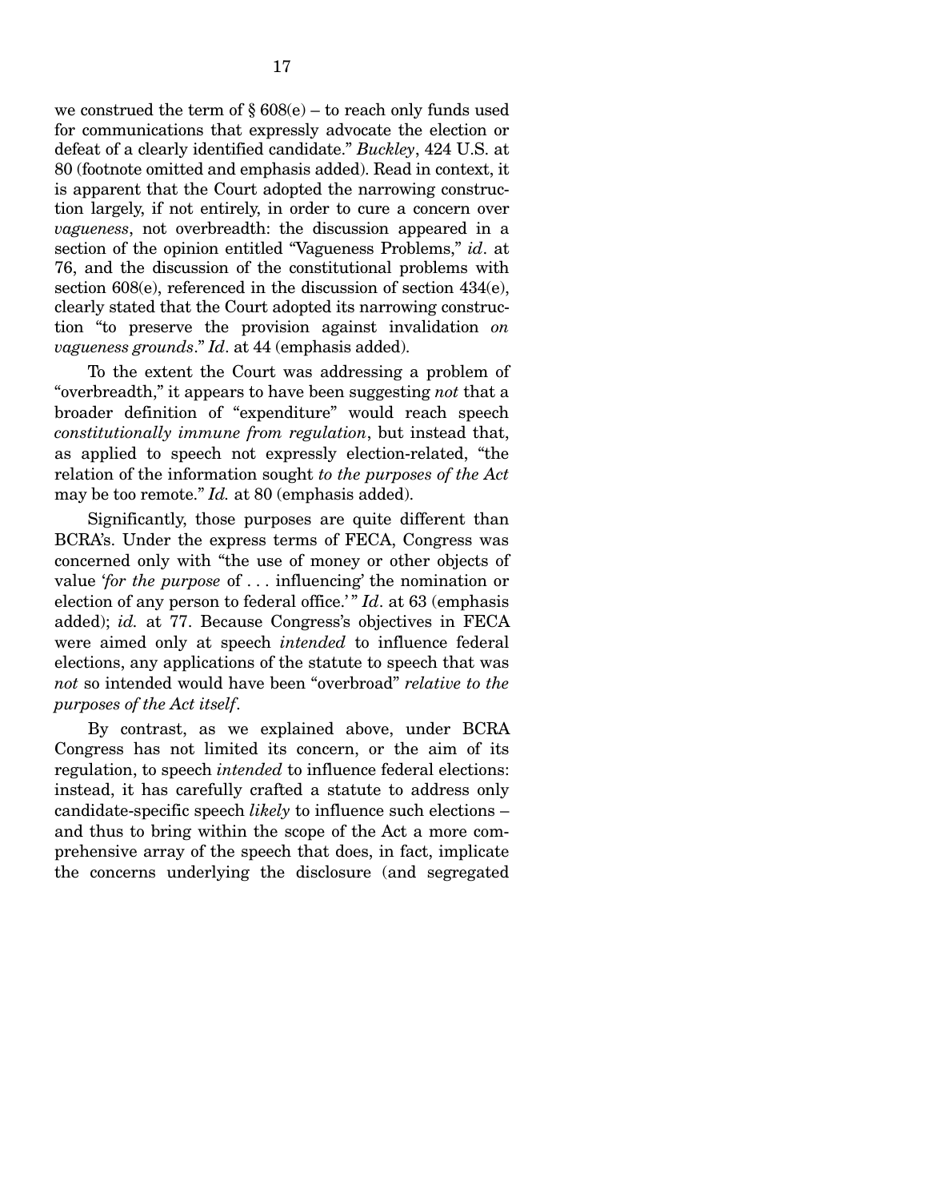we construed the term of § 608(e) – to reach only funds used for communications that expressly advocate the election or defeat of a clearly identified candidate." *Buckley*, 424 U.S. at 80 (footnote omitted and emphasis added). Read in context, it is apparent that the Court adopted the narrowing construction largely, if not entirely, in order to cure a concern over *vagueness*, not overbreadth: the discussion appeared in a section of the opinion entitled "Vagueness Problems," *id*. at 76, and the discussion of the constitutional problems with section 608(e), referenced in the discussion of section 434(e), clearly stated that the Court adopted its narrowing construction "to preserve the provision against invalidation *on vagueness grounds*." *Id*. at 44 (emphasis added).

To the extent the Court was addressing a problem of "overbreadth," it appears to have been suggesting *not* that a broader definition of "expenditure" would reach speech *constitutionally immune from regulation*, but instead that, as applied to speech not expressly election-related, "the relation of the information sought *to the purposes of the Act* may be too remote." *Id.* at 80 (emphasis added).

Significantly, those purposes are quite different than BCRA's. Under the express terms of FECA, Congress was concerned only with "the use of money or other objects of value '*for the purpose* of . . . influencing' the nomination or election of any person to federal office.' " *Id*. at 63 (emphasis added); *id.* at 77. Because Congress's objectives in FECA were aimed only at speech *intended* to influence federal elections, any applications of the statute to speech that was *not* so intended would have been "overbroad" *relative to the purposes of the Act itself*.

By contrast, as we explained above, under BCRA Congress has not limited its concern, or the aim of its regulation, to speech *intended* to influence federal elections: instead, it has carefully crafted a statute to address only candidate-specific speech *likely* to influence such elections – and thus to bring within the scope of the Act a more comprehensive array of the speech that does, in fact, implicate the concerns underlying the disclosure (and segregated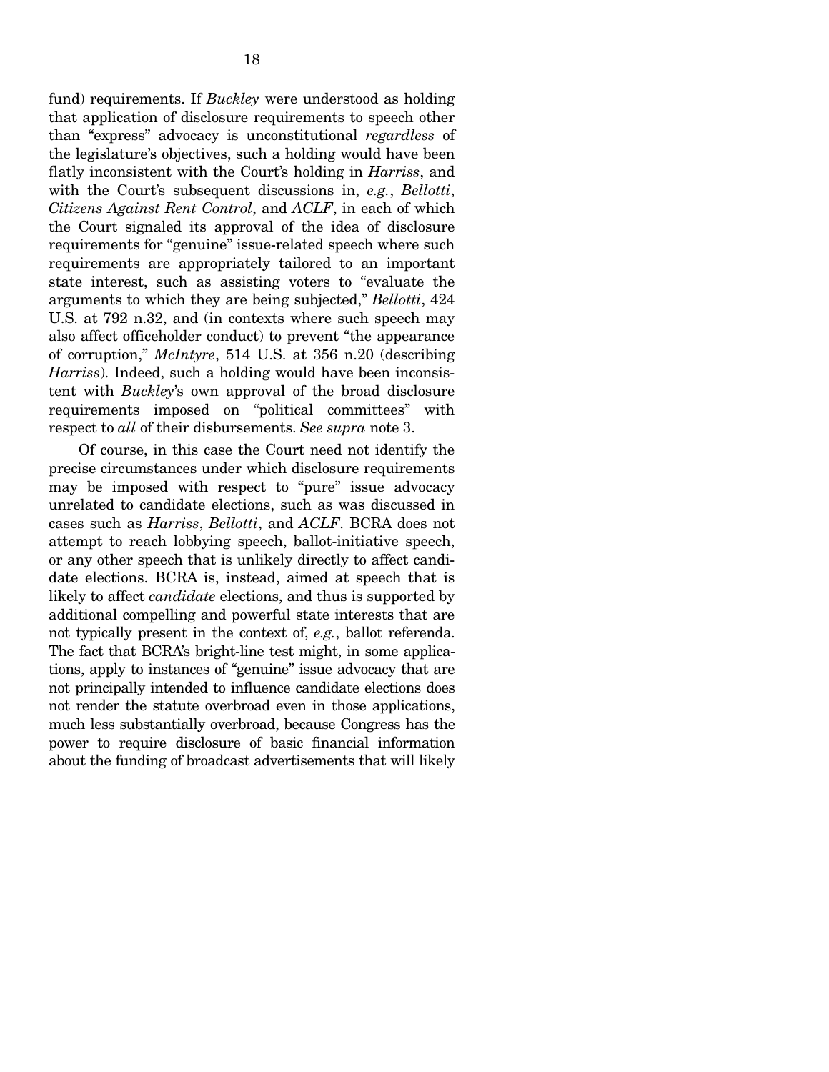fund) requirements. If *Buckley* were understood as holding that application of disclosure requirements to speech other than "express" advocacy is unconstitutional *regardless* of the legislature's objectives, such a holding would have been flatly inconsistent with the Court's holding in *Harriss*, and with the Court's subsequent discussions in, *e.g.*, *Bellotti*, *Citizens Against Rent Control*, and *ACLF*, in each of which the Court signaled its approval of the idea of disclosure requirements for "genuine" issue-related speech where such requirements are appropriately tailored to an important state interest, such as assisting voters to "evaluate the arguments to which they are being subjected," *Bellotti*, 424 U.S. at 792 n.32, and (in contexts where such speech may also affect officeholder conduct) to prevent "the appearance of corruption," *McIntyre*, 514 U.S. at 356 n.20 (describing *Harriss*). Indeed, such a holding would have been inconsistent with *Buckley*'s own approval of the broad disclosure requirements imposed on "political committees" with respect to *all* of their disbursements. *See supra* note 3.

Of course, in this case the Court need not identify the precise circumstances under which disclosure requirements may be imposed with respect to "pure" issue advocacy unrelated to candidate elections, such as was discussed in cases such as *Harriss*, *Bellotti*, and *ACLF*. BCRA does not attempt to reach lobbying speech, ballot-initiative speech, or any other speech that is unlikely directly to affect candidate elections. BCRA is, instead, aimed at speech that is likely to affect *candidate* elections, and thus is supported by additional compelling and powerful state interests that are not typically present in the context of, *e.g.*, ballot referenda. The fact that BCRA's bright-line test might, in some applications, apply to instances of "genuine" issue advocacy that are not principally intended to influence candidate elections does not render the statute overbroad even in those applications, much less substantially overbroad, because Congress has the power to require disclosure of basic financial information about the funding of broadcast advertisements that will likely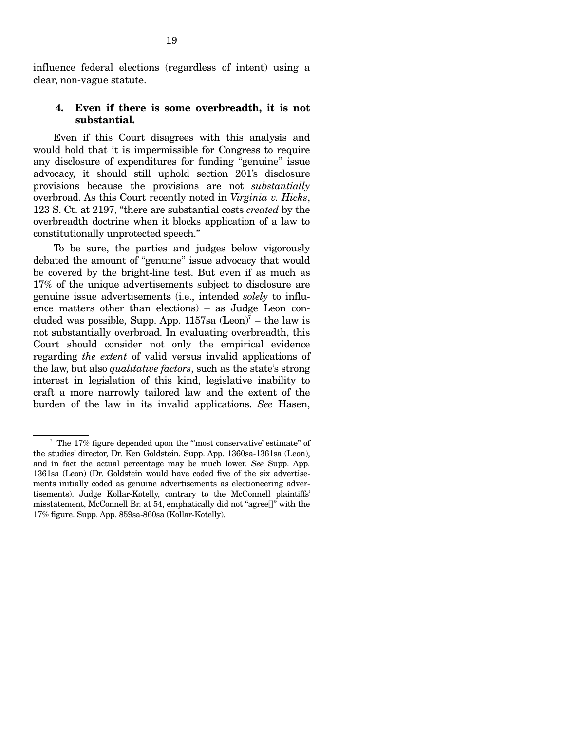influence federal elections (regardless of intent) using a clear, non-vague statute.

### 4. Even if there is some overbreadth, it is not substantial.

Even if this Court disagrees with this analysis and would hold that it is impermissible for Congress to require any disclosure of expenditures for funding "genuine" issue advocacy, it should still uphold section 201's disclosure provisions because the provisions are not *substantially* overbroad. As this Court recently noted in *Virginia v. Hicks*, 123 S. Ct. at 2197, "there are substantial costs *created* by the overbreadth doctrine when it blocks application of a law to constitutionally unprotected speech."

To be sure, the parties and judges below vigorously debated the amount of "genuine" issue advocacy that would be covered by the bright-line test. But even if as much as 17% of the unique advertisements subject to disclosure are genuine issue advertisements (i.e., intended *solely* to influence matters other than elections) – as Judge Leon concluded was possible, Supp. App. 1157sa (Leon)[7] – the law is not substantially overbroad. In evaluating overbreadth, this Court should consider not only the empirical evidence regarding *the extent* of valid versus invalid applications of the law, but also *qualitative factors*, such as the state's strong interest in legislation of this kind, legislative inability to craft a more narrowly tailored law and the extent of the burden of the law in its invalid applications. *See* Hasen,

[7] The 17% figure depended upon the "'most conservative' estimate" of the studies' director, Dr. Ken Goldstein. Supp. App. 1360sa-1361sa (Leon), and in fact the actual percentage may be much lower. *See* Supp. App. 1361sa (Leon) (Dr. Goldstein would have coded five of the six advertisements initially coded as genuine advertisements as electioneering advertisements). Judge Kollar-Kotelly, contrary to the McConnell plaintiffs' misstatement, McConnell Br. at 54, emphatically did not "agree[]" with the 17% figure. Supp. App. 859sa-860sa (Kollar-Kotelly).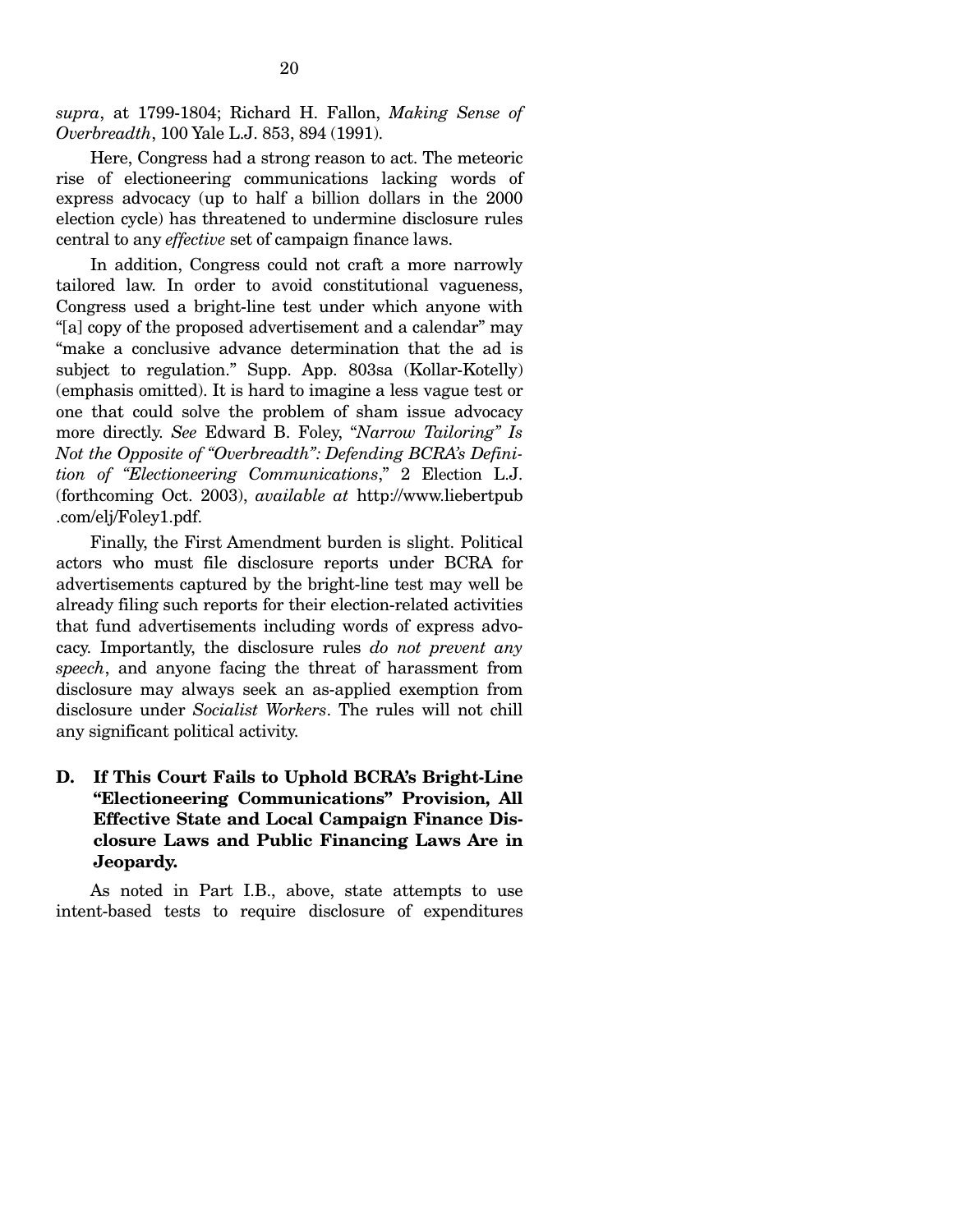*supra*, at 1799-1804; Richard H. Fallon, *Making Sense of Overbreadth*, 100 Yale L.J. 853, 894 (1991).

Here, Congress had a strong reason to act. The meteoric rise of electioneering communications lacking words of express advocacy (up to half a billion dollars in the 2000 election cycle) has threatened to undermine disclosure rules central to any *effective* set of campaign finance laws.

In addition, Congress could not craft a more narrowly tailored law. In order to avoid constitutional vagueness, Congress used a bright-line test under which anyone with "[a] copy of the proposed advertisement and a calendar" may "make a conclusive advance determination that the ad is subject to regulation." Supp. App. 803sa (Kollar-Kotelly) (emphasis omitted). It is hard to imagine a less vague test or one that could solve the problem of sham issue advocacy more directly. *See* Edward B. Foley, *"Narrow Tailoring" Is Not the Opposite of "Overbreadth": Defending BCRA's Definition of "Electioneering Communications*,*"* 2 Election L.J. (forthcoming Oct. 2003), *available at* http://www.liebertpub.com/elj/Foley1.pdf.

Finally, the First Amendment burden is slight. Political actors who must file disclosure reports under BCRA for advertisements captured by the bright-line test may well be already filing such reports for their election-related activities that fund advertisements including words of express advocacy. Importantly, the disclosure rules *do not prevent any speech*, and anyone facing the threat of harassment from disclosure may always seek an as-applied exemption from disclosure under *Socialist Workers*. The rules will not chill any significant political activity.

### D. If This Court Fails to Uphold BCRA's Bright-Line "Electioneering Communications" Provision, All Effective State and Local Campaign Finance Disclosure Laws and Public Financing Laws Are in Jeopardy.

As noted in Part I.B., above, state attempts to use intent-based tests to require disclosure of expenditures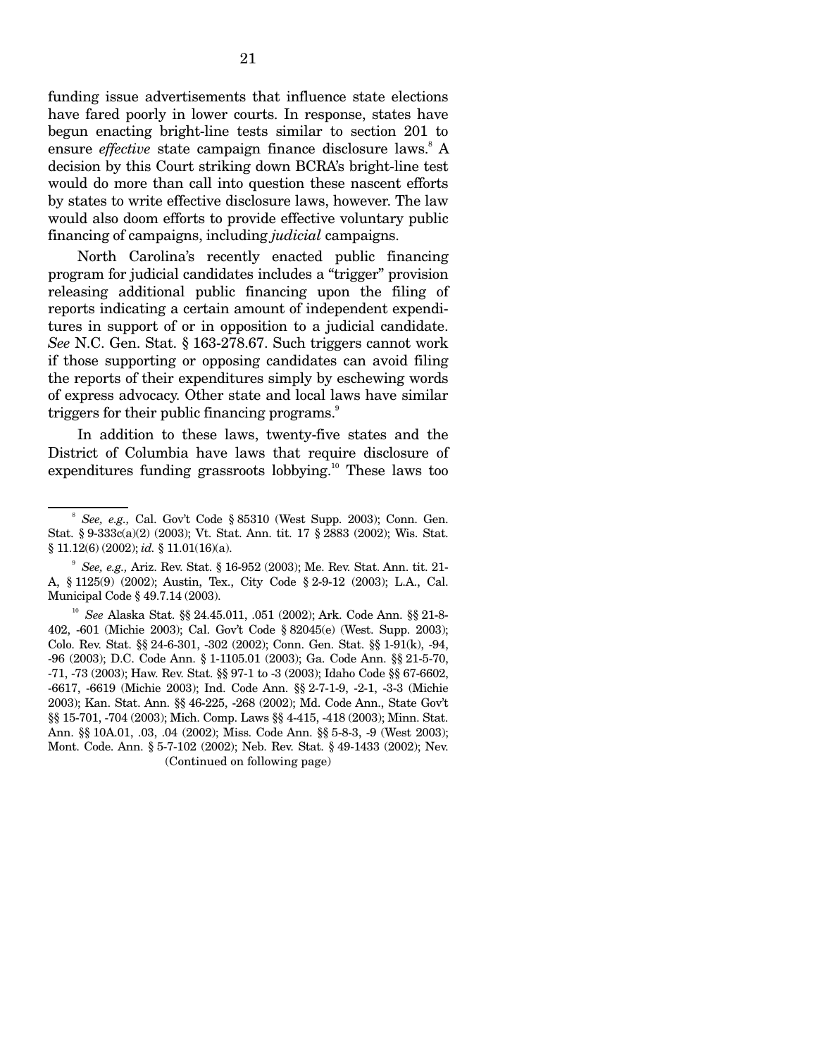funding issue advertisements that influence state elections have fared poorly in lower courts. In response, states have begun enacting bright-line tests similar to section 201 to ensure *effective* state campaign finance disclosure laws.[8] A decision by this Court striking down BCRA's bright-line test would do more than call into question these nascent efforts by states to write effective disclosure laws, however. The law would also doom efforts to provide effective voluntary public financing of campaigns, including *judicial* campaigns.

North Carolina's recently enacted public financing program for judicial candidates includes a "trigger" provision releasing additional public financing upon the filing of reports indicating a certain amount of independent expenditures in support of or in opposition to a judicial candidate. *See* N.C. Gen. Stat. § 163-278.67. Such triggers cannot work if those supporting or opposing candidates can avoid filing the reports of their expenditures simply by eschewing words of express advocacy. Other state and local laws have similar triggers for their public financing programs.[9]

In addition to these laws, twenty-five states and the District of Columbia have laws that require disclosure of expenditures funding grassroots lobbying.[10] These laws too

---

[8] *See, e.g.,* Cal. Gov't Code § 85310 (West Supp. 2003); Conn. Gen. Stat. § 9-333c(a)(2) (2003); Vt. Stat. Ann. tit. 17 § 2883 (2002); Wis. Stat. § 11.12(6) (2002); *id.* § 11.01(16)(a).

[9] *See, e.g.,* Ariz. Rev. Stat. § 16-952 (2003); Me. Rev. Stat. Ann. tit. 21-A, § 1125(9) (2002); Austin, Tex., City Code § 2-9-12 (2003); L.A., Cal. Municipal Code § 49.7.14 (2003).

[10] *See* Alaska Stat. §§ 24.45.011, .051 (2002); Ark. Code Ann. §§ 21-8-402, -601 (Michie 2003); Cal. Gov't Code § 82045(e) (West. Supp. 2003); Colo. Rev. Stat. §§ 24-6-301, -302 (2002); Conn. Gen. Stat. §§ 1-91(k), -94, -96 (2003); D.C. Code Ann. § 1-1105.01 (2003); Ga. Code Ann. §§ 21-5-70, -71, -73 (2003); Haw. Rev. Stat. §§ 97-1 to -3 (2003); Idaho Code §§ 67-6602, -6617, -6619 (Michie 2003); Ind. Code Ann. §§ 2-7-1-9, -2-1, -3-3 (Michie 2003); Kan. Stat. Ann. §§ 46-225, -268 (2002); Md. Code Ann., State Gov't §§ 15-701, -704 (2003); Mich. Comp. Laws §§ 4-415, -418 (2003); Minn. Stat. Ann. §§ 10A.01, .03, .04 (2002); Miss. Code Ann. §§ 5-8-3, -9 (West 2003); Mont. Code. Ann. § 5-7-102 (2002); Neb. Rev. Stat. § 49-1433 (2002); Nev.

(Continued on following page)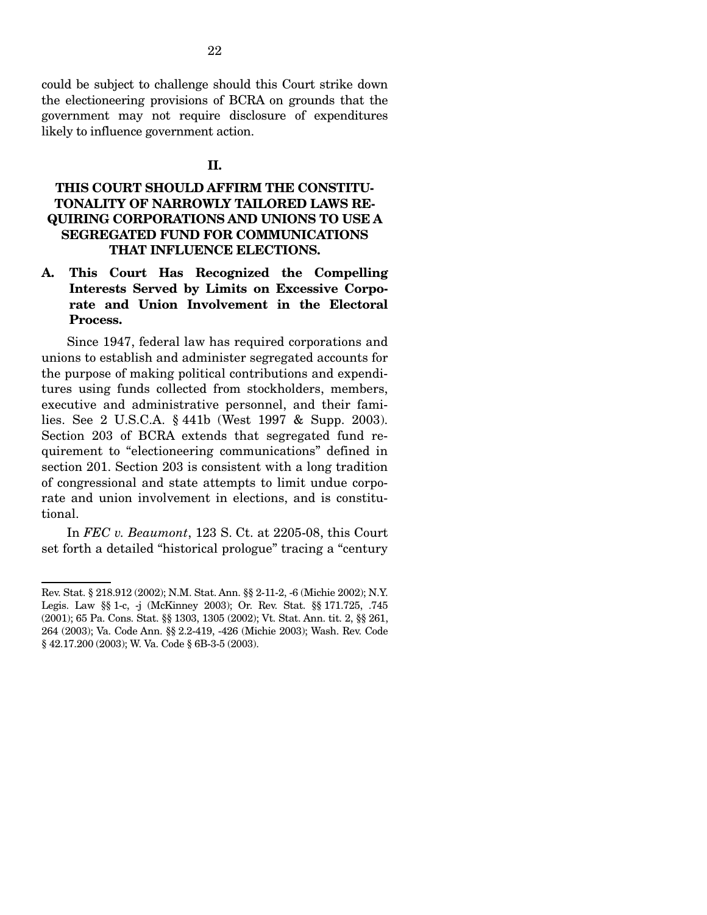could be subject to challenge should this Court strike down the electioneering provisions of BCRA on grounds that the government may not require disclosure of expenditures likely to influence government action.

## II.

## THIS COURT SHOULD AFFIRM THE CONSTITUTIONALITY OF NARROWLY TAILORED LAWS REQUIRING CORPORATIONS AND UNIONS TO USE A SEGREGATED FUND FOR COMMUNICATIONS THAT INFLUENCE ELECTIONS.

### A. This Court Has Recognized the Compelling Interests Served by Limits on Excessive Corporate and Union Involvement in the Electoral Process.

Since 1947, federal law has required corporations and unions to establish and administer segregated accounts for the purpose of making political contributions and expenditures using funds collected from stockholders, members, executive and administrative personnel, and their families. See 2 U.S.C.A. § 441b (West 1997 & Supp. 2003). Section 203 of BCRA extends that segregated fund requirement to "electioneering communications" defined in section 201. Section 203 is consistent with a long tradition of congressional and state attempts to limit undue corporate and union involvement in elections, and is constitutional.

In *FEC v. Beaumont*, 123 S. Ct. at 2205-08, this Court set forth a detailed "historical prologue" tracing a "century

---

Rev. Stat. § 218.912 (2002); N.M. Stat. Ann. §§ 2-11-2, -6 (Michie 2002); N.Y. Legis. Law §§ 1-c, -j (McKinney 2003); Or. Rev. Stat. §§ 171.725, .745 (2001); 65 Pa. Cons. Stat. §§ 1303, 1305 (2002); Vt. Stat. Ann. tit. 2, §§ 261, 264 (2003); Va. Code Ann. §§ 2.2-419, -426 (Michie 2003); Wash. Rev. Code § 42.17.200 (2003); W. Va. Code § 6B-3-5 (2003).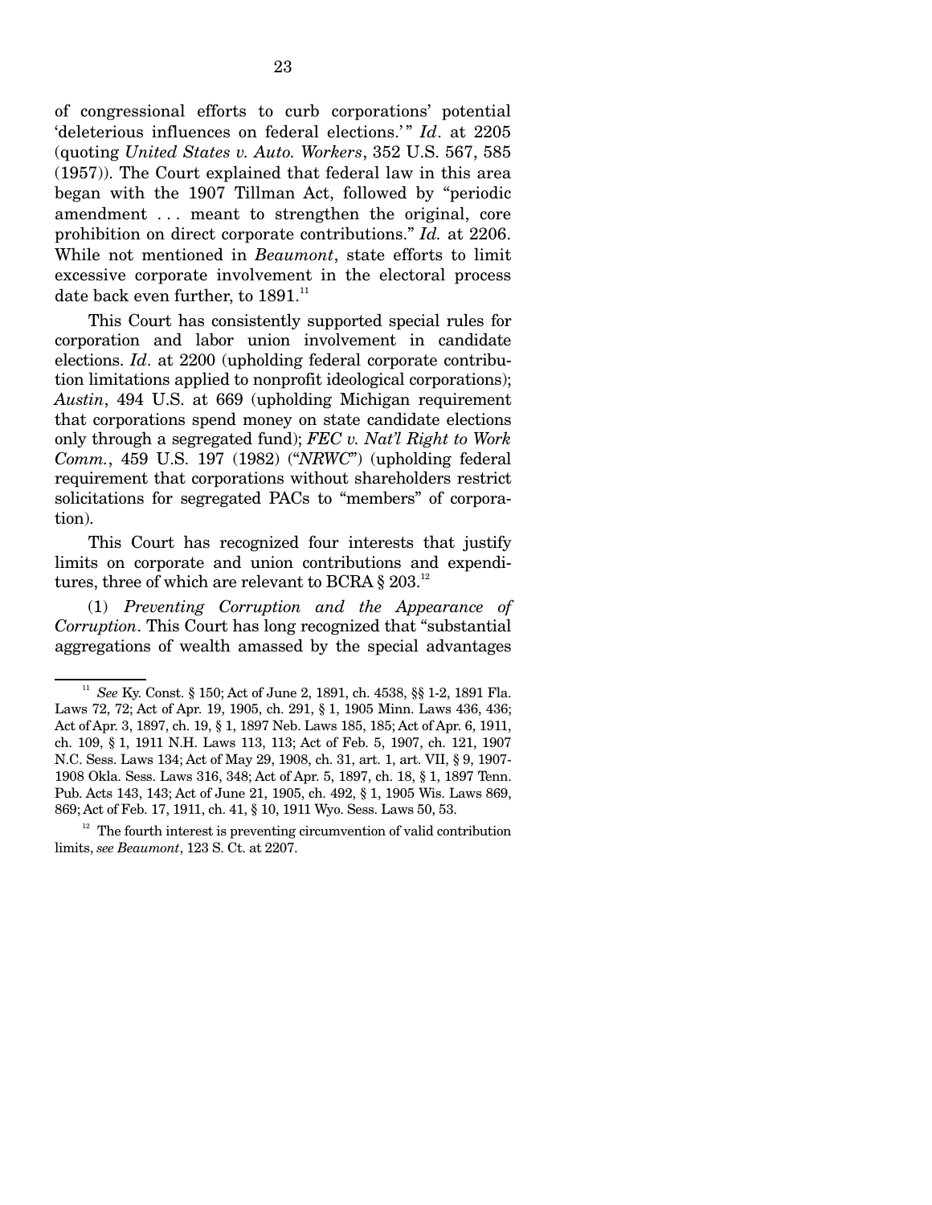of congressional efforts to curb corporations' potential 'deleterious influences on federal elections.'" *Id*. at 2205 (quoting *United States v. Auto. Workers*, 352 U.S. 567, 585 (1957)). The Court explained that federal law in this area began with the 1907 Tillman Act, followed by "periodic amendment . . . meant to strengthen the original, core prohibition on direct corporate contributions." *Id.* at 2206. While not mentioned in *Beaumont*, state efforts to limit excessive corporate involvement in the electoral process date back even further, to 1891.[11]

This Court has consistently supported special rules for corporation and labor union involvement in candidate elections. *Id*. at 2200 (upholding federal corporate contribution limitations applied to nonprofit ideological corporations); *Austin*, 494 U.S. at 669 (upholding Michigan requirement that corporations spend money on state candidate elections only through a segregated fund); *FEC v. Nat'l Right to Work Comm.*, 459 U.S. 197 (1982) ("*NRWC*") (upholding federal requirement that corporations without shareholders restrict solicitations for segregated PACs to "members" of corporation).

This Court has recognized four interests that justify limits on corporate and union contributions and expenditures, three of which are relevant to BCRA § 203.[12]

(1) *Preventing Corruption and the Appearance of Corruption*. This Court has long recognized that "substantial aggregations of wealth amassed by the special advantages

---

[11] *See* Ky. Const. § 150; Act of June 2, 1891, ch. 4538, §§ 1-2, 1891 Fla. Laws 72, 72; Act of Apr. 19, 1905, ch. 291, § 1, 1905 Minn. Laws 436, 436; Act of Apr. 3, 1897, ch. 19, § 1, 1897 Neb. Laws 185, 185; Act of Apr. 6, 1911, ch. 109, § 1, 1911 N.H. Laws 113, 113; Act of Feb. 5, 1907, ch. 121, 1907 N.C. Sess. Laws 134; Act of May 29, 1908, ch. 31, art. 1, art. VII, § 9, 1907-1908 Okla. Sess. Laws 316, 348; Act of Apr. 5, 1897, ch. 18, § 1, 1897 Tenn. Pub. Acts 143, 143; Act of June 21, 1905, ch. 492, § 1, 1905 Wis. Laws 869, 869; Act of Feb. 17, 1911, ch. 41, § 10, 1911 Wyo. Sess. Laws 50, 53.

[12] The fourth interest is preventing circumvention of valid contribution limits, *see Beaumont*, 123 S. Ct. at 2207.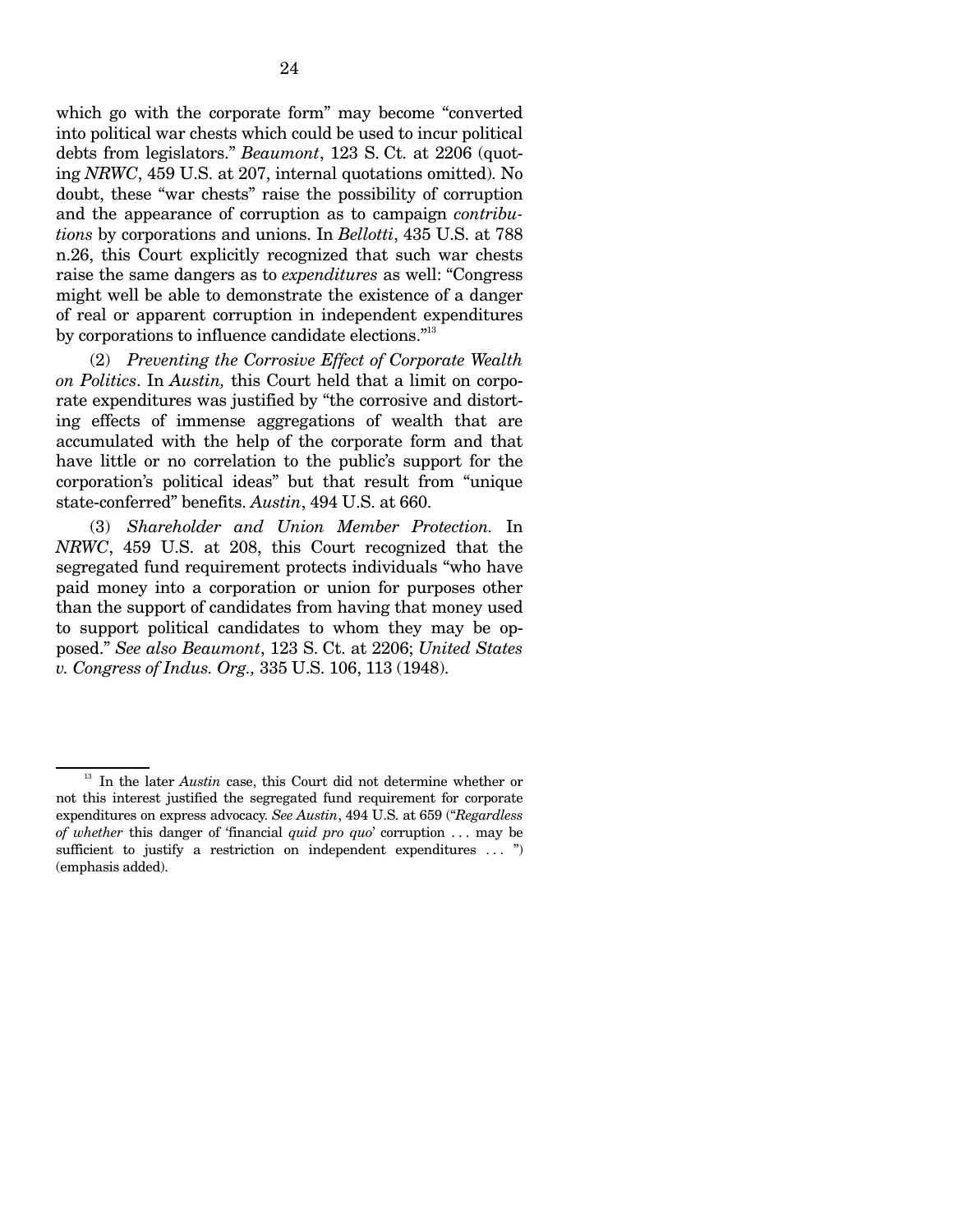which go with the corporate form" may become "converted into political war chests which could be used to incur political debts from legislators." *Beaumont*, 123 S. Ct. at 2206 (quoting *NRWC*, 459 U.S. at 207, internal quotations omitted). No doubt, these "war chests" raise the possibility of corruption and the appearance of corruption as to campaign *contributions* by corporations and unions. In *Bellotti*, 435 U.S. at 788 n.26, this Court explicitly recognized that such war chests raise the same dangers as to *expenditures* as well: "Congress might well be able to demonstrate the existence of a danger of real or apparent corruption in independent expenditures by corporations to influence candidate elections."[13]

(2) *Preventing the Corrosive Effect of Corporate Wealth on Politics*. In *Austin,* this Court held that a limit on corporate expenditures was justified by "the corrosive and distorting effects of immense aggregations of wealth that are accumulated with the help of the corporate form and that have little or no correlation to the public's support for the corporation's political ideas" but that result from "unique state-conferred" benefits. *Austin*, 494 U.S. at 660.

(3) *Shareholder and Union Member Protection.* In *NRWC*, 459 U.S. at 208, this Court recognized that the segregated fund requirement protects individuals "who have paid money into a corporation or union for purposes other than the support of candidates from having that money used to support political candidates to whom they may be opposed." *See also Beaumont*, 123 S. Ct. at 2206; *United States v. Congress of Indus. Org.,* 335 U.S. 106, 113 (1948).

---

[13] In the later *Austin* case, this Court did not determine whether or not this interest justified the segregated fund requirement for corporate expenditures on express advocacy. *See Austin*, 494 U.S. at 659 ("*Regardless of whether* this danger of 'financial *quid pro quo*' corruption . . . may be sufficient to justify a restriction on independent expenditures . . . ") (emphasis added).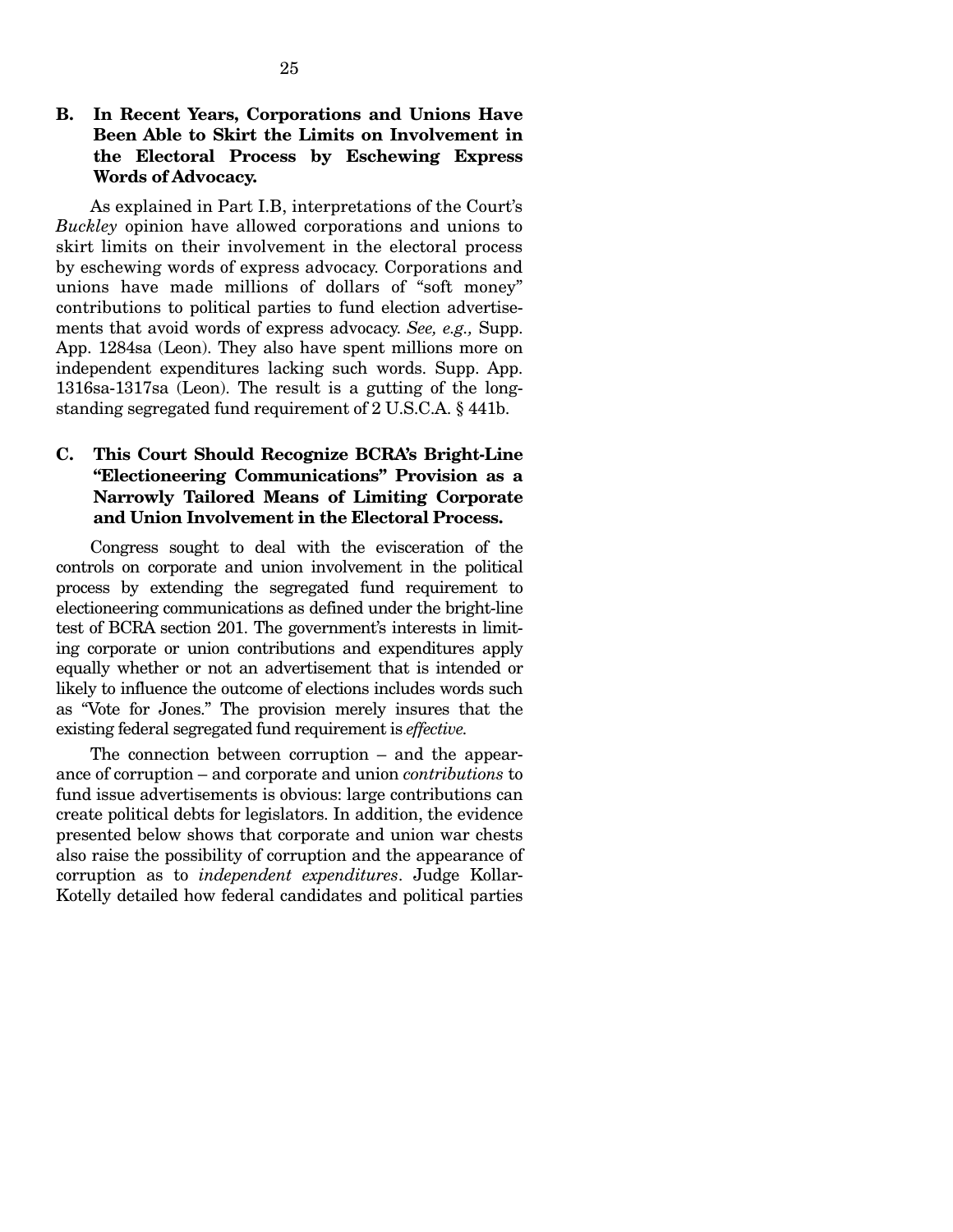## B. In Recent Years, Corporations and Unions Have Been Able to Skirt the Limits on Involvement in the Electoral Process by Eschewing Express Words of Advocacy.

As explained in Part I.B, interpretations of the Court's *Buckley* opinion have allowed corporations and unions to skirt limits on their involvement in the electoral process by eschewing words of express advocacy. Corporations and unions have made millions of dollars of "soft money" contributions to political parties to fund election advertisements that avoid words of express advocacy. *See, e.g.,* Supp. App. 1284sa (Leon). They also have spent millions more on independent expenditures lacking such words. Supp. App. 1316sa-1317sa (Leon). The result is a gutting of the long-standing segregated fund requirement of 2 U.S.C.A. § 441b.

## C. This Court Should Recognize BCRA's Bright-Line "Electioneering Communications" Provision as a Narrowly Tailored Means of Limiting Corporate and Union Involvement in the Electoral Process.

Congress sought to deal with the evisceration of the controls on corporate and union involvement in the political process by extending the segregated fund requirement to electioneering communications as defined under the bright-line test of BCRA section 201. The government's interests in limiting corporate or union contributions and expenditures apply equally whether or not an advertisement that is intended or likely to influence the outcome of elections includes words such as "Vote for Jones." The provision merely insures that the existing federal segregated fund requirement is *effective.*

The connection between corruption – and the appearance of corruption – and corporate and union *contributions* to fund issue advertisements is obvious: large contributions can create political debts for legislators. In addition, the evidence presented below shows that corporate and union war chests also raise the possibility of corruption and the appearance of corruption as to *independent expenditures*. Judge Kollar-Kotelly detailed how federal candidates and political parties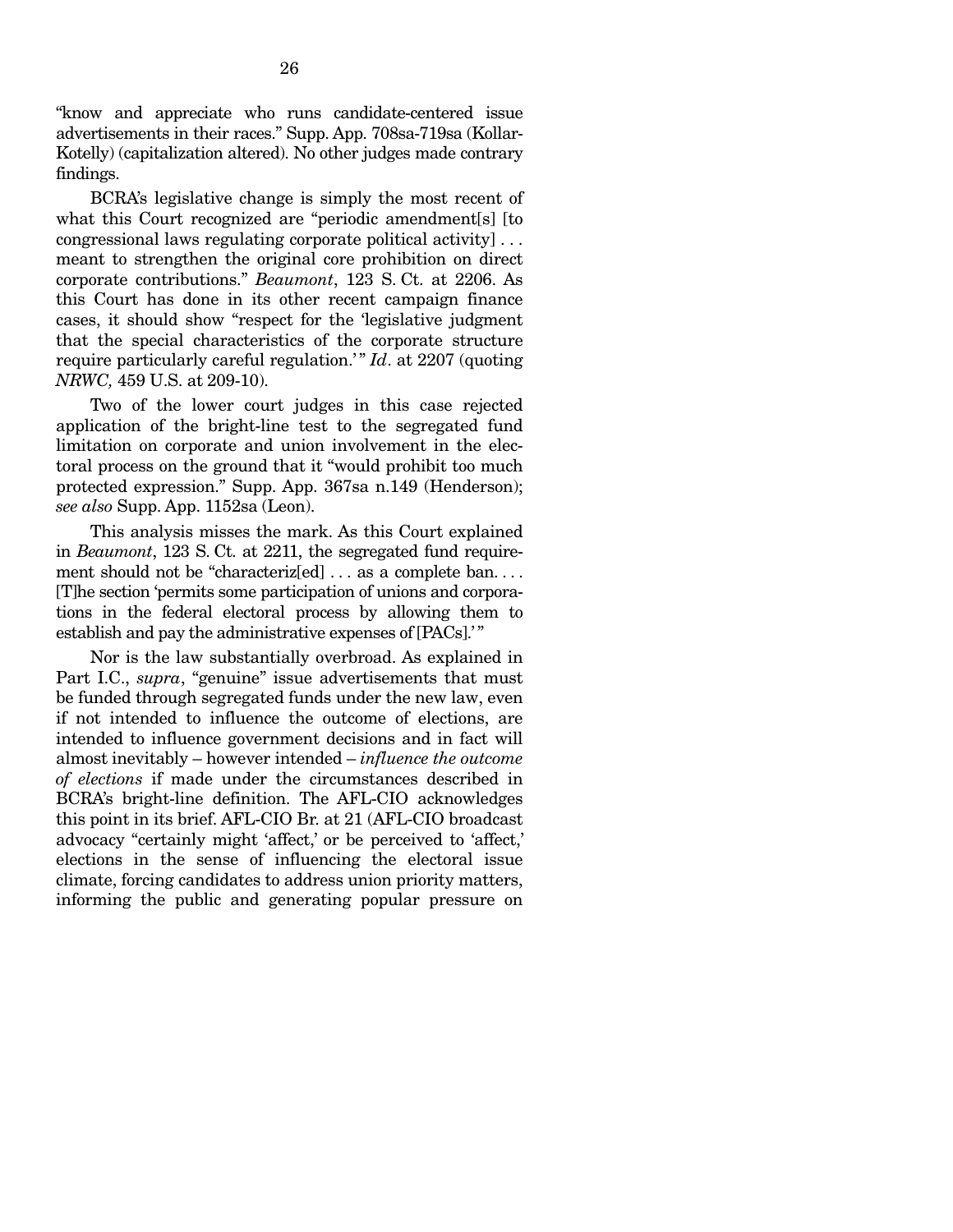"know and appreciate who runs candidate-centered issue advertisements in their races." Supp. App. 708sa-719sa (Kollar-Kotelly) (capitalization altered). No other judges made contrary findings.

BCRA's legislative change is simply the most recent of what this Court recognized are "periodic amendment[s] [to congressional laws regulating corporate political activity] . . . meant to strengthen the original core prohibition on direct corporate contributions." *Beaumont*, 123 S. Ct. at 2206. As this Court has done in its other recent campaign finance cases, it should show "respect for the 'legislative judgment that the special characteristics of the corporate structure require particularly careful regulation.'" *Id*. at 2207 (quoting *NRWC,* 459 U.S. at 209-10).

Two of the lower court judges in this case rejected application of the bright-line test to the segregated fund limitation on corporate and union involvement in the electoral process on the ground that it "would prohibit too much protected expression." Supp. App. 367sa n.149 (Henderson); *see also* Supp. App. 1152sa (Leon).

This analysis misses the mark. As this Court explained in *Beaumont*, 123 S. Ct. at 2211, the segregated fund requirement should not be "characteriz[ed] . . . as a complete ban. . . . [T]he section 'permits some participation of unions and corporations in the federal electoral process by allowing them to establish and pay the administrative expenses of [PACs].'"

Nor is the law substantially overbroad. As explained in Part I.C., *supra*, "genuine" issue advertisements that must be funded through segregated funds under the new law, even if not intended to influence the outcome of elections, are intended to influence government decisions and in fact will almost inevitably – however intended – *influence the outcome of elections* if made under the circumstances described in BCRA's bright-line definition. The AFL-CIO acknowledges this point in its brief. AFL-CIO Br. at 21 (AFL-CIO broadcast advocacy "certainly might 'affect,' or be perceived to 'affect,' elections in the sense of influencing the electoral issue climate, forcing candidates to address union priority matters, informing the public and generating popular pressure on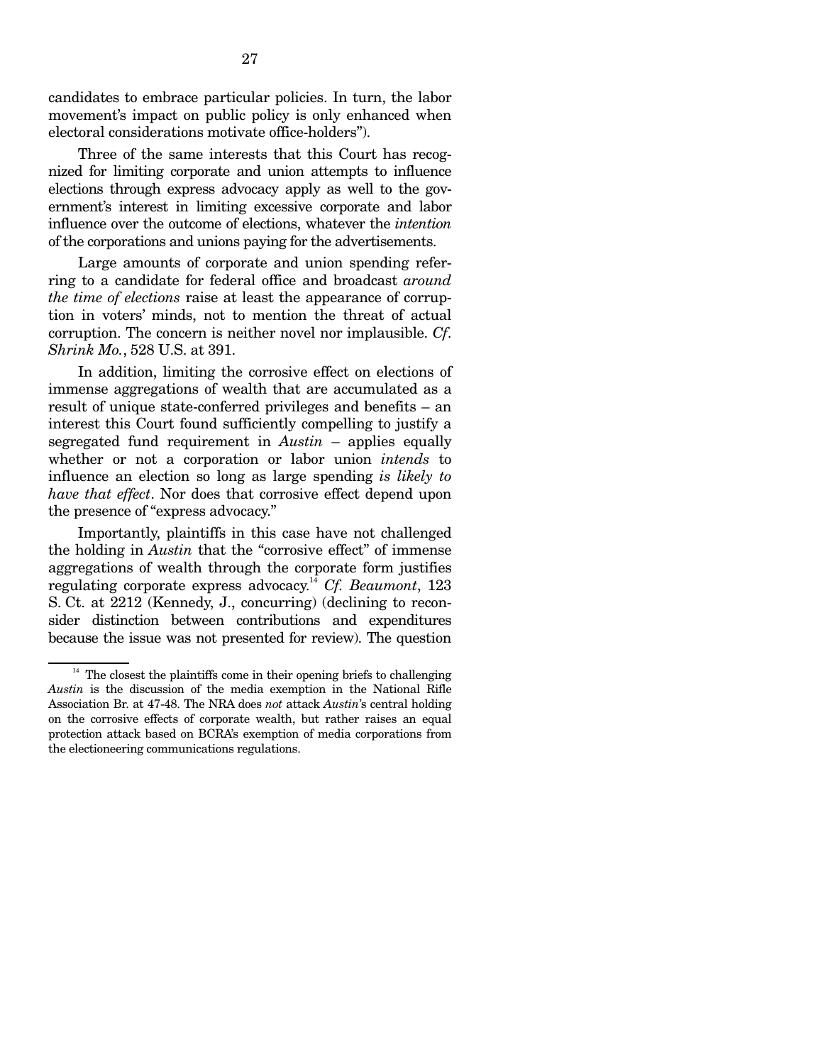candidates to embrace particular policies. In turn, the labor movement's impact on public policy is only enhanced when electoral considerations motivate office-holders").

Three of the same interests that this Court has recognized for limiting corporate and union attempts to influence elections through express advocacy apply as well to the government's interest in limiting excessive corporate and labor influence over the outcome of elections, whatever the *intention* of the corporations and unions paying for the advertisements.

Large amounts of corporate and union spending referring to a candidate for federal office and broadcast *around the time of elections* raise at least the appearance of corruption in voters' minds, not to mention the threat of actual corruption. The concern is neither novel nor implausible. *Cf. Shrink Mo.*, 528 U.S. at 391.

In addition, limiting the corrosive effect on elections of immense aggregations of wealth that are accumulated as a result of unique state-conferred privileges and benefits – an interest this Court found sufficiently compelling to justify a segregated fund requirement in *Austin* – applies equally whether or not a corporation or labor union *intends* to influence an election so long as large spending *is likely to have that effect*. Nor does that corrosive effect depend upon the presence of "express advocacy."

Importantly, plaintiffs in this case have not challenged the holding in *Austin* that the "corrosive effect" of immense aggregations of wealth through the corporate form justifies regulating corporate express advocacy.[14] *Cf. Beaumont*, 123 S. Ct. at 2212 (Kennedy, J., concurring) (declining to reconsider distinction between contributions and expenditures because the issue was not presented for review). The question

---

[14] The closest the plaintiffs come in their opening briefs to challenging *Austin* is the discussion of the media exemption in the National Rifle Association Br. at 47-48. The NRA does *not* attack *Austin*'s central holding on the corrosive effects of corporate wealth, but rather raises an equal protection attack based on BCRA's exemption of media corporations from the electioneering communications regulations.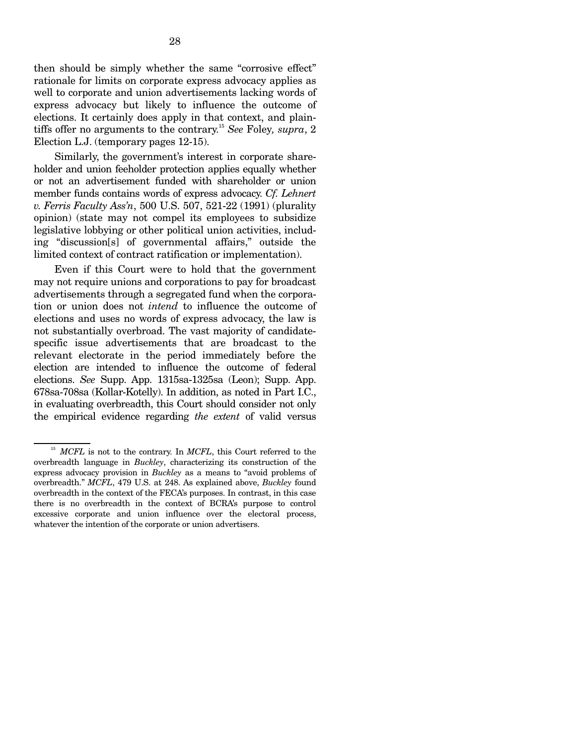then should be simply whether the same "corrosive effect" rationale for limits on corporate express advocacy applies as well to corporate and union advertisements lacking words of express advocacy but likely to influence the outcome of elections. It certainly does apply in that context, and plaintiffs offer no arguments to the contrary.[15] *See* Foley*, supra*, 2 Election L.J. (temporary pages 12-15).

Similarly, the government's interest in corporate shareholder and union feeholder protection applies equally whether or not an advertisement funded with shareholder or union member funds contains words of express advocacy. *Cf. Lehnert v. Ferris Faculty Ass'n*, 500 U.S. 507, 521-22 (1991) (plurality opinion) (state may not compel its employees to subsidize legislative lobbying or other political union activities, including "discussion[s] of governmental affairs," outside the limited context of contract ratification or implementation).

Even if this Court were to hold that the government may not require unions and corporations to pay for broadcast advertisements through a segregated fund when the corporation or union does not *intend* to influence the outcome of elections and uses no words of express advocacy, the law is not substantially overbroad. The vast majority of candidate-specific issue advertisements that are broadcast to the relevant electorate in the period immediately before the election are intended to influence the outcome of federal elections. *See* Supp. App. 1315sa-1325sa (Leon); Supp. App. 678sa-708sa (Kollar-Kotelly). In addition, as noted in Part I.C., in evaluating overbreadth, this Court should consider not only the empirical evidence regarding *the extent* of valid versus

---

[15] *MCFL* is not to the contrary. In *MCFL*, this Court referred to the overbreadth language in *Buckley*, characterizing its construction of the express advocacy provision in *Buckley* as a means to "avoid problems of overbreadth." *MCFL*, 479 U.S. at 248. As explained above, *Buckley* found overbreadth in the context of the FECA's purposes. In contrast, in this case there is no overbreadth in the context of BCRA's purpose to control excessive corporate and union influence over the electoral process, whatever the intention of the corporate or union advertisers.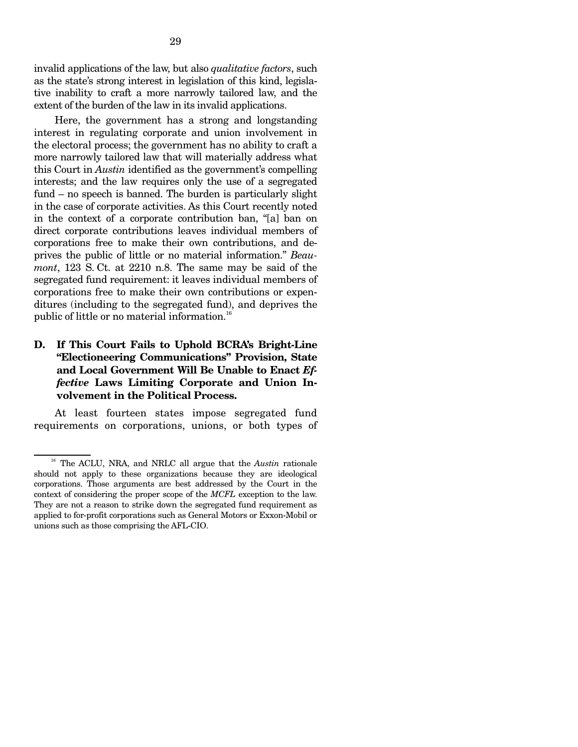invalid applications of the law, but also *qualitative factors*, such as the state's strong interest in legislation of this kind, legislative inability to craft a more narrowly tailored law, and the extent of the burden of the law in its invalid applications.

Here, the government has a strong and longstanding interest in regulating corporate and union involvement in the electoral process; the government has no ability to craft a more narrowly tailored law that will materially address what this Court in *Austin* identified as the government's compelling interests; and the law requires only the use of a segregated fund – no speech is banned. The burden is particularly slight in the case of corporate activities. As this Court recently noted in the context of a corporate contribution ban, "[a] ban on direct corporate contributions leaves individual members of corporations free to make their own contributions, and deprives the public of little or no material information." *Beaumont*, 123 S. Ct. at 2210 n.8. The same may be said of the segregated fund requirement: it leaves individual members of corporations free to make their own contributions or expenditures (including to the segregated fund), and deprives the public of little or no material information.[16]

### D. If This Court Fails to Uphold BCRA's Bright-Line "Electioneering Communications" Provision, State and Local Government Will Be Unable to Enact *Effective* Laws Limiting Corporate and Union Involvement in the Political Process.

At least fourteen states impose segregated fund requirements on corporations, unions, or both types of

[16] The ACLU, NRA, and NRLC all argue that the *Austin* rationale should not apply to these organizations because they are ideological corporations. Those arguments are best addressed by the Court in the context of considering the proper scope of the *MCFL* exception to the law. They are not a reason to strike down the segregated fund requirement as applied to for-profit corporations such as General Motors or Exxon-Mobil or unions such as those comprising the AFL-CIO.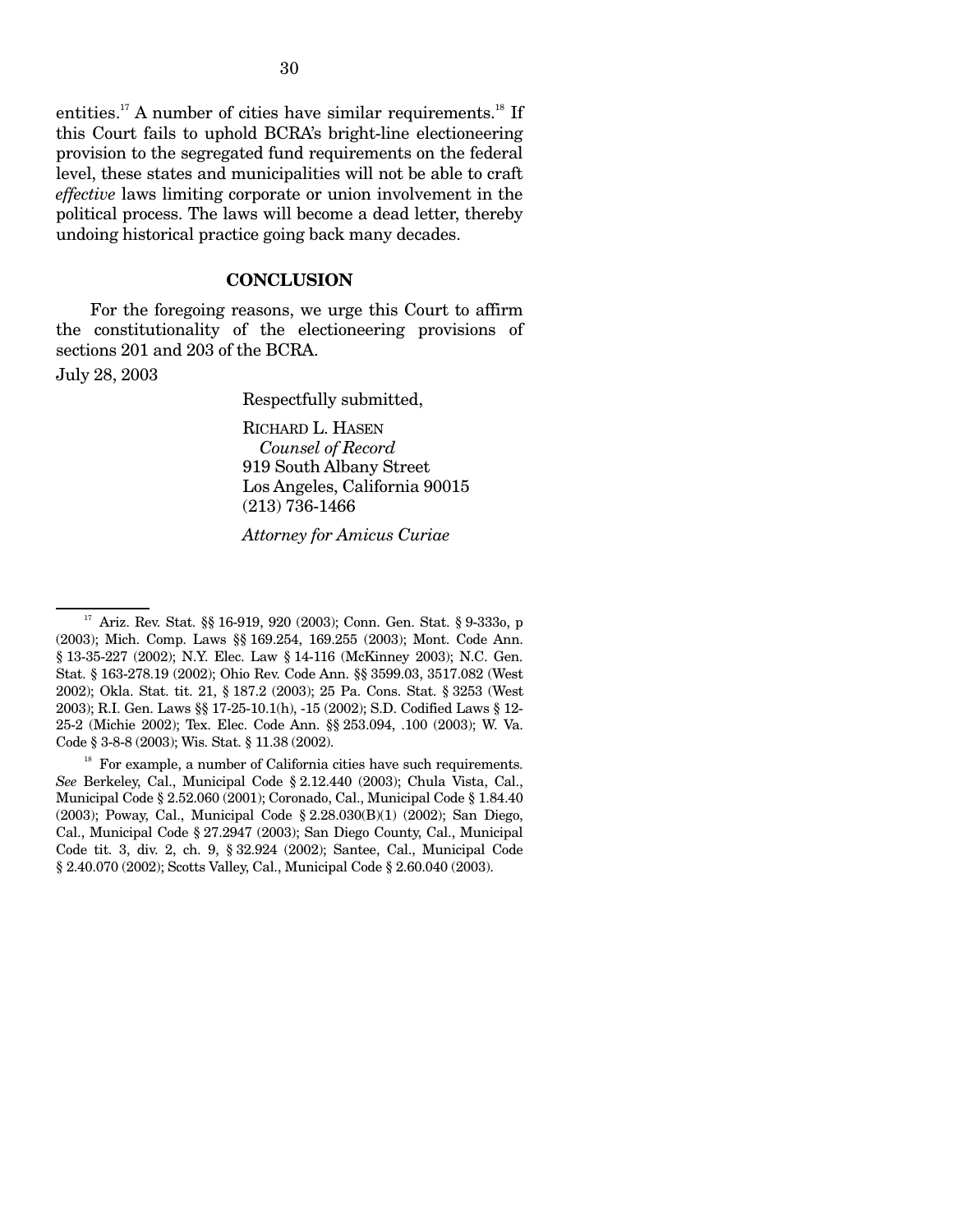entities.[17] A number of cities have similar requirements.[18] If this Court fails to uphold BCRA's bright-line electioneering provision to the segregated fund requirements on the federal level, these states and municipalities will not be able to craft *effective* laws limiting corporate or union involvement in the political process. The laws will become a dead letter, thereby undoing historical practice going back many decades.

## CONCLUSION

For the foregoing reasons, we urge this Court to affirm the constitutionality of the electioneering provisions of sections 201 and 203 of the BCRA.

July 28, 2003

Respectfully submitted,

RICHARD L. HASEN
*Counsel of Record*
919 South Albany Street
Los Angeles, California 90015
(213) 736-1466

*Attorney for Amicus Curiae*

---

[17] Ariz. Rev. Stat. §§ 16-919, 920 (2003); Conn. Gen. Stat. § 9-333o, p (2003); Mich. Comp. Laws §§ 169.254, 169.255 (2003); Mont. Code Ann. § 13-35-227 (2002); N.Y. Elec. Law § 14-116 (McKinney 2003); N.C. Gen. Stat. § 163-278.19 (2002); Ohio Rev. Code Ann. §§ 3599.03, 3517.082 (West 2002); Okla. Stat. tit. 21, § 187.2 (2003); 25 Pa. Cons. Stat. § 3253 (West 2003); R.I. Gen. Laws §§ 17-25-10.1(h), -15 (2002); S.D. Codified Laws § 12-25-2 (Michie 2002); Tex. Elec. Code Ann. §§ 253.094, .100 (2003); W. Va. Code § 3-8-8 (2003); Wis. Stat. § 11.38 (2002).

[18] For example, a number of California cities have such requirements. *See* Berkeley, Cal., Municipal Code § 2.12.440 (2003); Chula Vista, Cal., Municipal Code § 2.52.060 (2001); Coronado, Cal., Municipal Code § 1.84.40 (2003); Poway, Cal., Municipal Code § 2.28.030(B)(1) (2002); San Diego, Cal., Municipal Code § 27.2947 (2003); San Diego County, Cal., Municipal Code tit. 3, div. 2, ch. 9, § 32.924 (2002); Santee, Cal., Municipal Code § 2.40.070 (2002); Scotts Valley, Cal., Municipal Code § 2.60.040 (2003).